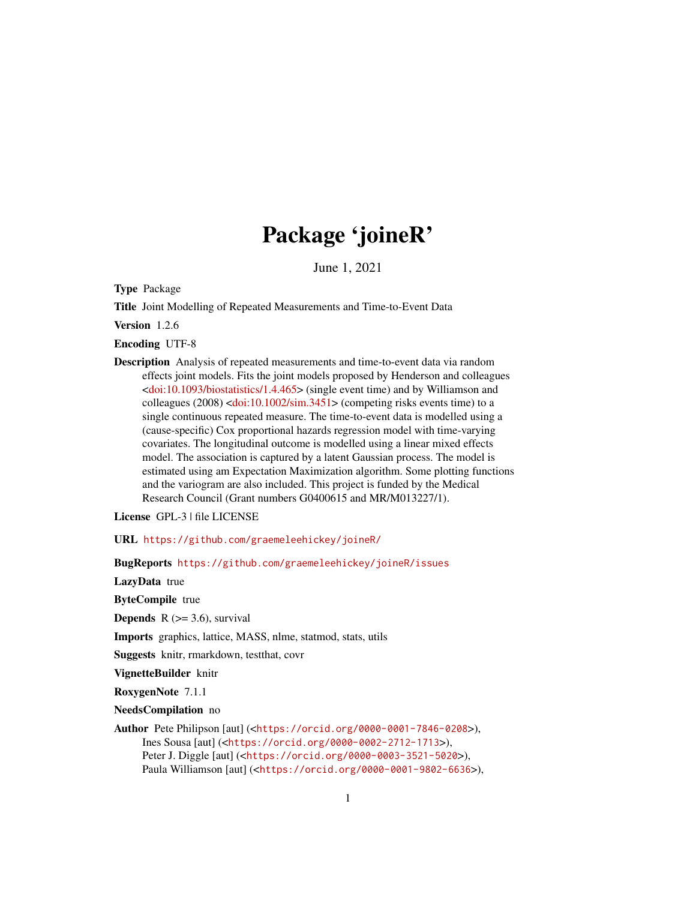# Package 'joineR'

June 1, 2021

**Type** Package

**Title** Joint Modelling of Repeated Measurements and Time-to-Event Data

**Version** 1.2.6

**Encoding** UTF-8

**Description** Analysis of repeated measurements and time-to-event data via random effects joint models. Fits the joint models proposed by Henderson and colleagues <doi:10.1093/biostatistics/1.4.465> (single event time) and by Williamson and colleagues (2008) <doi:10.1002/sim.3451> (competing risks events time) to a single continuous repeated measure. The time-to-event data is modelled using a (cause-specific) Cox proportional hazards regression model with time-varying covariates. The longitudinal outcome is modelled using a linear mixed effects model. The association is captured by a latent Gaussian process. The model is estimated using am Expectation Maximization algorithm. Some plotting functions and the variogram are also included. This project is funded by the Medical Research Council (Grant numbers G0400615 and MR/M013227/1).

**License** GPL-3 | file LICENSE

**URL** https://github.com/graemeleehickey/joineR/

**BugReports** https://github.com/graemeleehickey/joineR/issues

**LazyData** true

**ByteCompile** true

**Depends** R (>= 3.6), survival

**Imports** graphics, lattice, MASS, nlme, statmod, stats, utils

**Suggests** knitr, rmarkdown, testthat, covr

**VignetteBuilder** knitr

**RoxygenNote** 7.1.1

**NeedsCompilation** no

**Author** Pete Philipson [aut] (<https://orcid.org/0000-0001-7846-0208>),
Ines Sousa [aut] (<https://orcid.org/0000-0002-2712-1713>),
Peter J. Diggle [aut] (<https://orcid.org/0000-0003-3521-5020>),
Paula Williamson [aut] (<https://orcid.org/0000-0001-9802-6636>),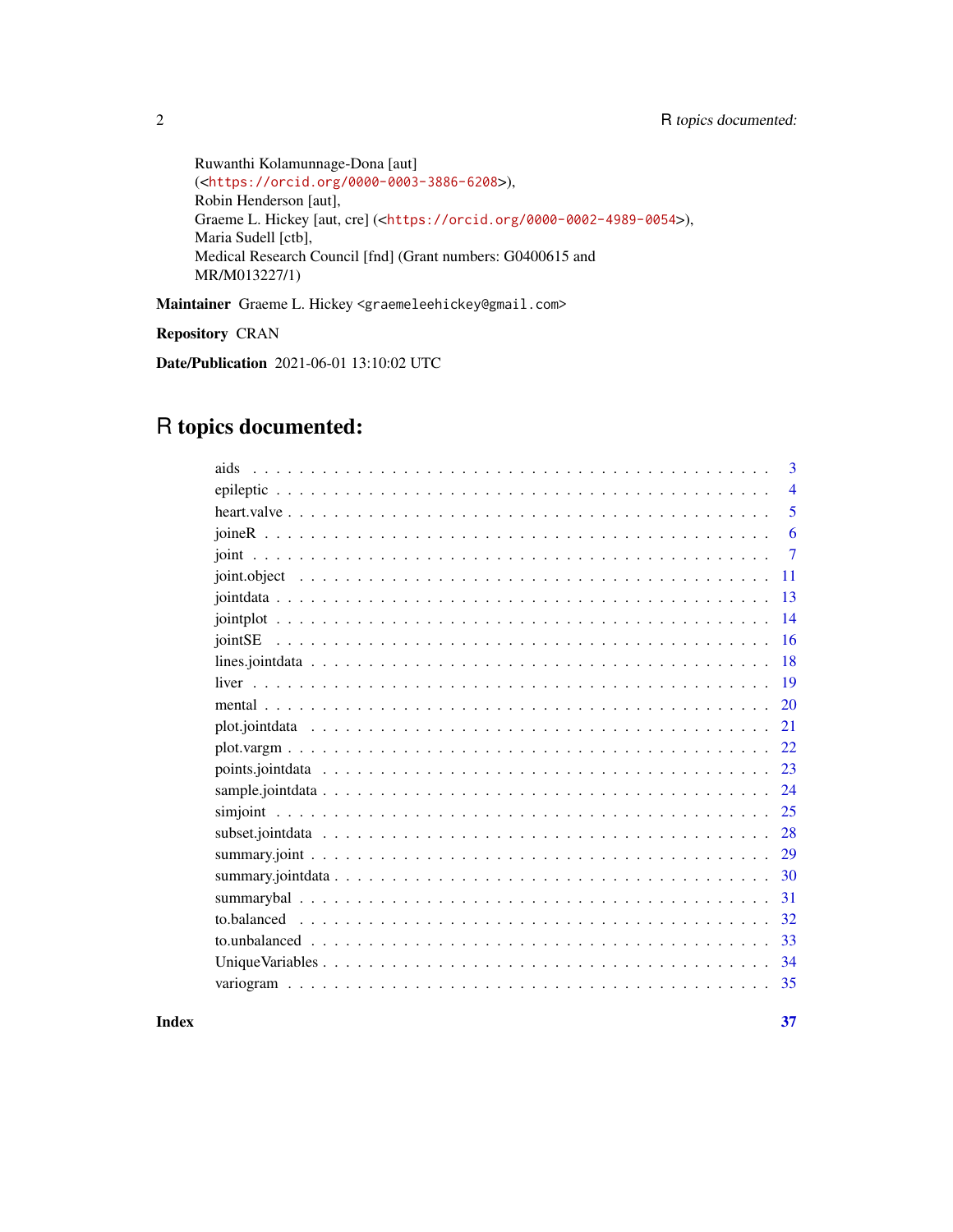Ruwanthi Kolamunnage-Dona [aut] (<https://orcid.org/0000-0003-3886-6208>),
Robin Henderson [aut],
Graeme L. Hickey [aut, cre] (<https://orcid.org/0000-0002-4989-0054>),
Maria Sudell [ctb],
Medical Research Council [fnd] (Grant numbers: G0400615 and MR/M013227/1)

**Maintainer** Graeme L. Hickey <graemeleehickey@gmail.com>

**Repository** CRAN

**Date/Publication** 2021-06-01 13:10:02 UTC

# R topics documented:

| Topic | Page |
|---|---|
| aids | 3 |
| epileptic | 4 |
| heart.valve | 5 |
| joineR | 6 |
| joint | 7 |
| joint.object | 11 |
| jointdata | 13 |
| jointplot | 14 |
| jointSE | 16 |
| lines.jointdata | 18 |
| liver | 19 |
| mental | 20 |
| plot.jointdata | 21 |
| plot.vargm | 22 |
| points.jointdata | 23 |
| sample.jointdata | 24 |
| simjoint | 25 |
| subset.jointdata | 28 |
| summary.joint | 29 |
| summary.jointdata | 30 |
| summarybal | 31 |
| to.balanced | 32 |
| to.unbalanced | 33 |
| UniqueVariables | 34 |
| variogram | 35 |
| **Index** | **37** |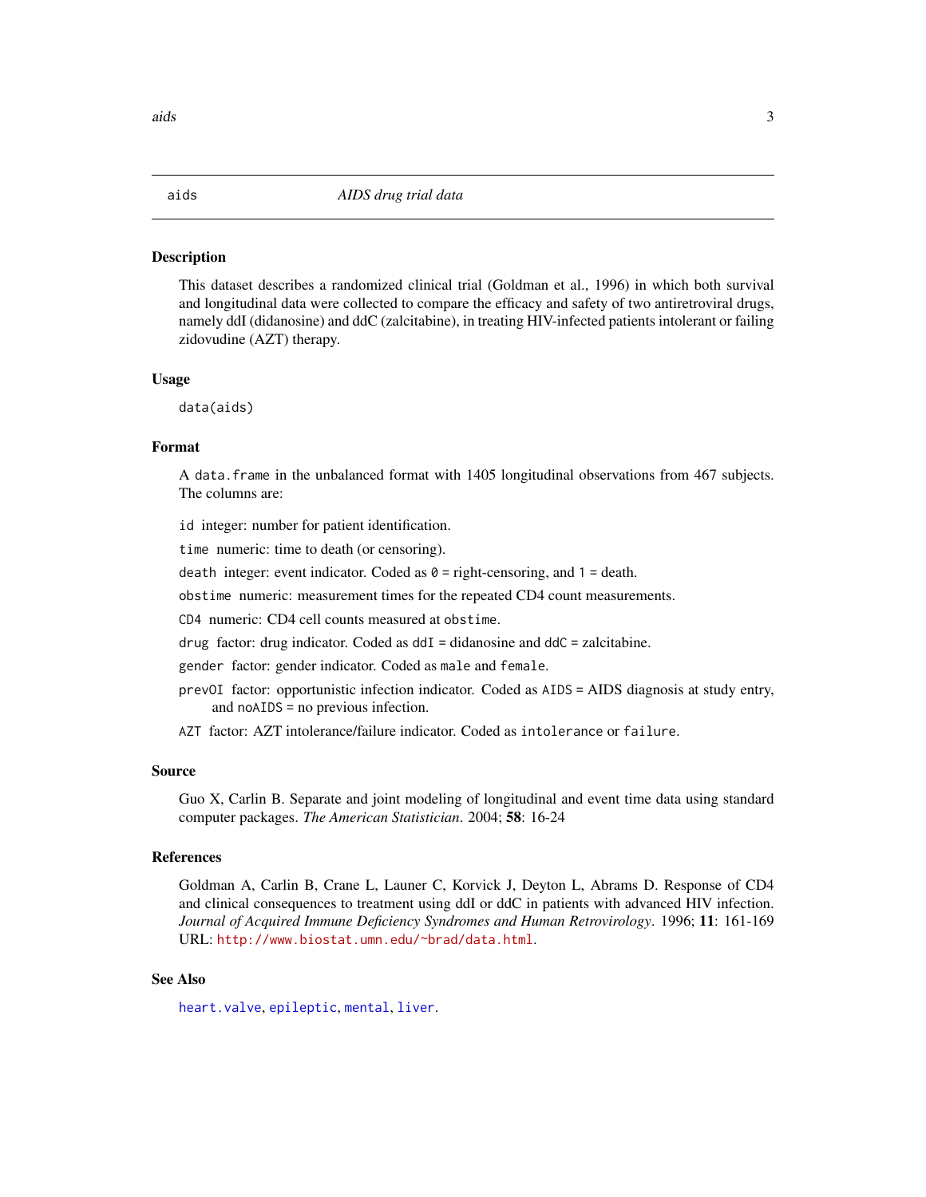aids *AIDS drug trial data*

## Description

This dataset describes a randomized clinical trial (Goldman et al., 1996) in which both survival and longitudinal data were collected to compare the efficacy and safety of two antiretroviral drugs, namely ddI (didanosine) and ddC (zalcitabine), in treating HIV-infected patients intolerant or failing zidovudine (AZT) therapy.

## Usage

```
data(aids)
```

## Format

A `data.frame` in the unbalanced format with 1405 longitudinal observations from 467 subjects. The columns are:

- `id` integer: number for patient identification.
- `time` numeric: time to death (or censoring).
- `death` integer: event indicator. Coded as `0` = right-censoring, and `1` = death.
- `obstime` numeric: measurement times for the repeated CD4 count measurements.
- `CD4` numeric: CD4 cell counts measured at `obstime`.
- `drug` factor: drug indicator. Coded as `ddI` = didanosine and `ddC` = zalcitabine.
- `gender` factor: gender indicator. Coded as `male` and `female`.
- `prevOI` factor: opportunistic infection indicator. Coded as `AIDS` = AIDS diagnosis at study entry, and `noAIDS` = no previous infection.
- `AZT` factor: AZT intolerance/failure indicator. Coded as `intolerance` or `failure`.

## Source

Guo X, Carlin B. Separate and joint modeling of longitudinal and event time data using standard computer packages. *The American Statistician*. 2004; **58**: 16-24

## References

Goldman A, Carlin B, Crane L, Launer C, Korvick J, Deyton L, Abrams D. Response of CD4 and clinical consequences to treatment using ddI or ddC in patients with advanced HIV infection. *Journal of Acquired Immune Deficiency Syndromes and Human Retrovirology*. 1996; **11**: 161-169 URL: http://www.biostat.umn.edu/~brad/data.html.

## See Also

heart.valve, epileptic, mental, liver.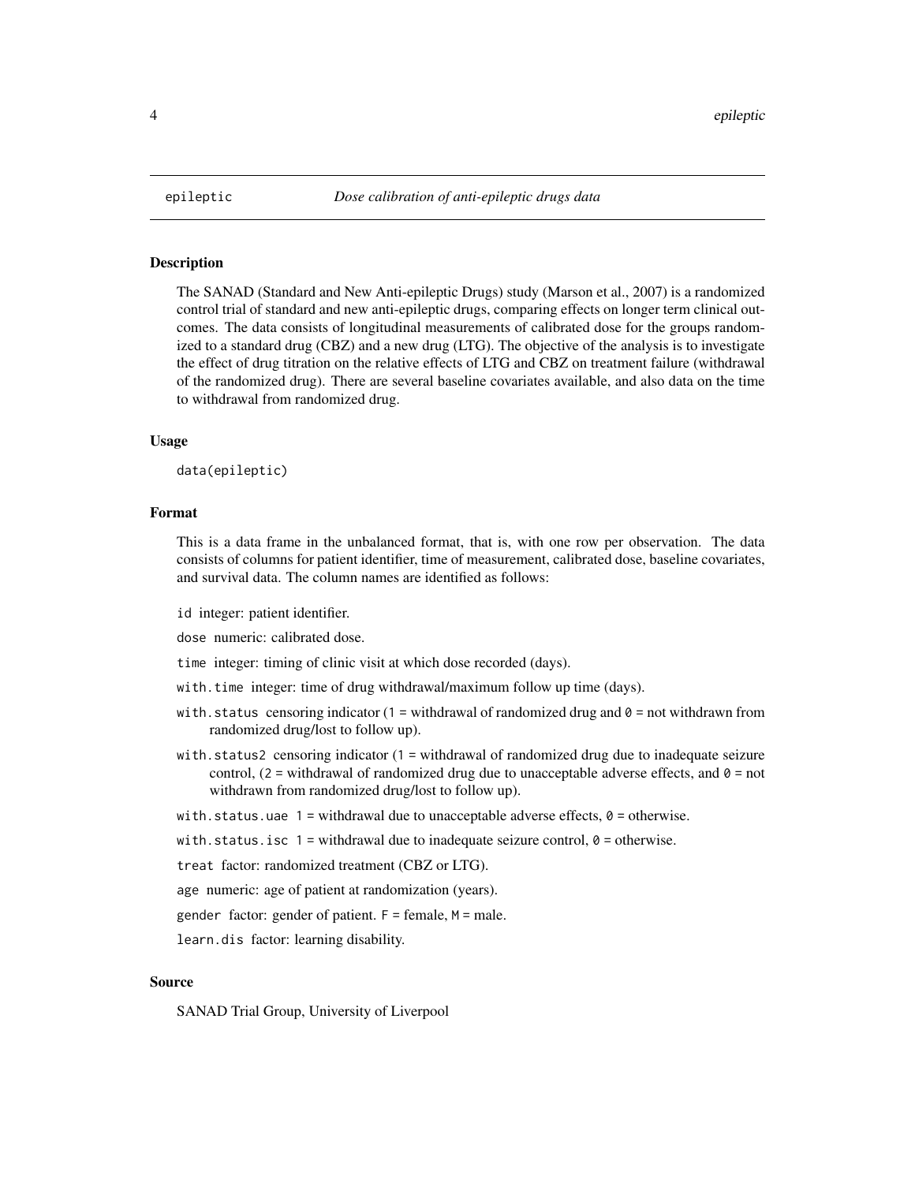`epileptic` *Dose calibration of anti-epileptic drugs data*

## Description

The SANAD (Standard and New Anti-epileptic Drugs) study (Marson et al., 2007) is a randomized control trial of standard and new anti-epileptic drugs, comparing effects on longer term clinical outcomes. The data consists of longitudinal measurements of calibrated dose for the groups randomized to a standard drug (CBZ) and a new drug (LTG). The objective of the analysis is to investigate the effect of drug titration on the relative effects of LTG and CBZ on treatment failure (withdrawal of the randomized drug). There are several baseline covariates available, and also data on the time to withdrawal from randomized drug.

## Usage

```
data(epileptic)
```

## Format

This is a data frame in the unbalanced format, that is, with one row per observation. The data consists of columns for patient identifier, time of measurement, calibrated dose, baseline covariates, and survival data. The column names are identified as follows:

- `id` integer: patient identifier.
- `dose` numeric: calibrated dose.
- `time` integer: timing of clinic visit at which dose recorded (days).
- `with.time` integer: time of drug withdrawal/maximum follow up time (days).
- `with.status` censoring indicator (`1` = withdrawal of randomized drug and `0` = not withdrawn from randomized drug/lost to follow up).
- `with.status2` censoring indicator (`1` = withdrawal of randomized drug due to inadequate seizure control, (`2` = withdrawal of randomized drug due to unacceptable adverse effects, and `0` = not withdrawn from randomized drug/lost to follow up).
- `with.status.uae` `1` = withdrawal due to unacceptable adverse effects, `0` = otherwise.
- `with.status.isc` `1` = withdrawal due to inadequate seizure control, `0` = otherwise.
- `treat` factor: randomized treatment (CBZ or LTG).
- `age` numeric: age of patient at randomization (years).
- `gender` factor: gender of patient. `F` = female, `M` = male.
- `learn.dis` factor: learning disability.

## Source

SANAD Trial Group, University of Liverpool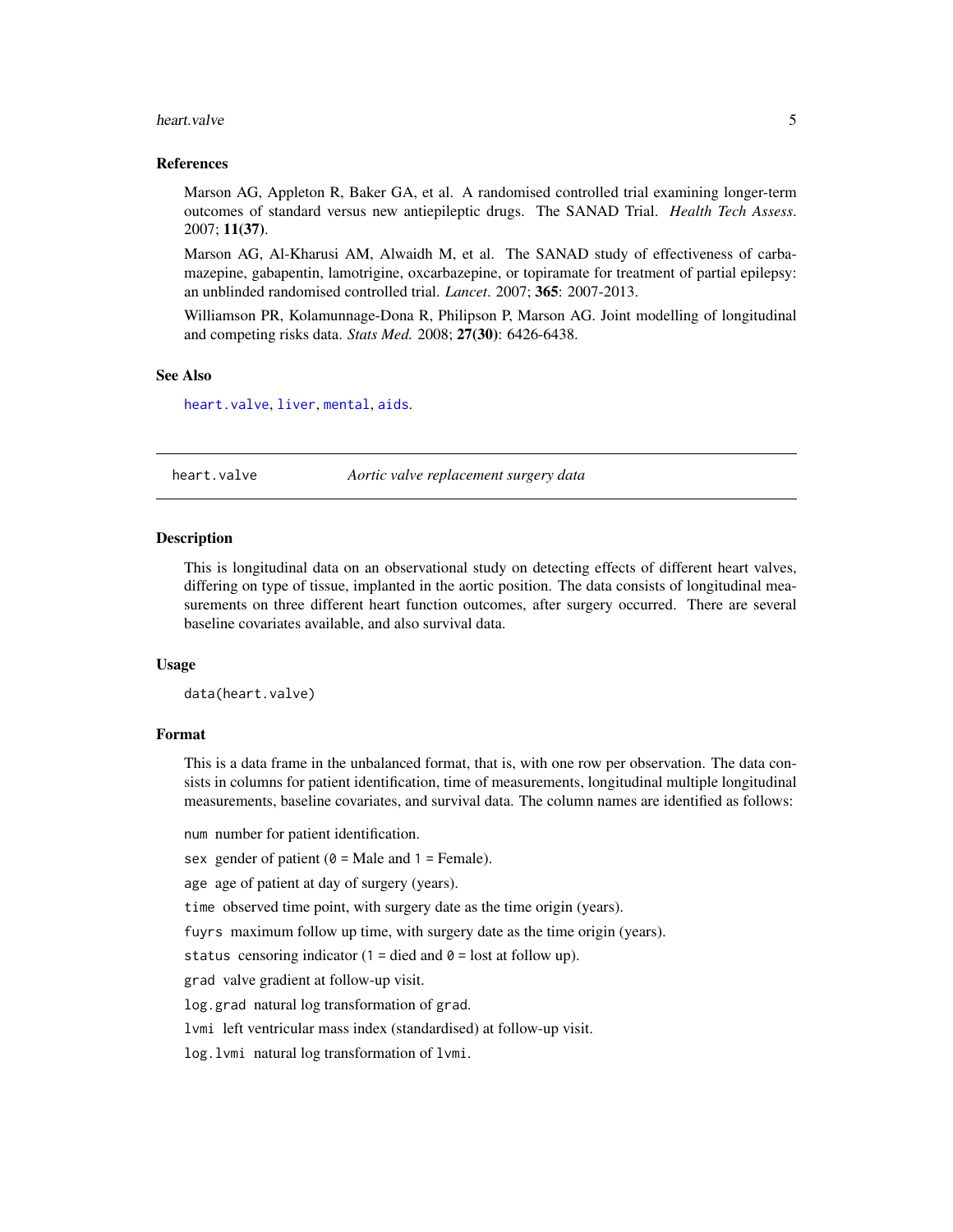### References

Marson AG, Appleton R, Baker GA, et al. A randomised controlled trial examining longer-term outcomes of standard versus new antiepileptic drugs. The SANAD Trial. *Health Tech Assess*. 2007; **11(37)**.

Marson AG, Al-Kharusi AM, Alwaidh M, et al. The SANAD study of effectiveness of carbamazepine, gabapentin, lamotrigine, oxcarbazepine, or topiramate for treatment of partial epilepsy: an unblinded randomised controlled trial. *Lancet*. 2007; **365**: 2007-2013.

Williamson PR, Kolamunnage-Dona R, Philipson P, Marson AG. Joint modelling of longitudinal and competing risks data. *Stats Med.* 2008; **27(30)**: 6426-6438.

### See Also

heart.valve, liver, mental, aids.

---

## heart.valve — *Aortic valve replacement surgery data*

### Description

This is longitudinal data on an observational study on detecting effects of different heart valves, differing on type of tissue, implanted in the aortic position. The data consists of longitudinal measurements on three different heart function outcomes, after surgery occurred. There are several baseline covariates available, and also survival data.

### Usage

```
data(heart.valve)
```

### Format

This is a data frame in the unbalanced format, that is, with one row per observation. The data consists in columns for patient identification, time of measurements, longitudinal multiple longitudinal measurements, baseline covariates, and survival data. The column names are identified as follows:

- `num` number for patient identification.
- `sex` gender of patient (`0` = Male and `1` = Female).
- `age` age of patient at day of surgery (years).
- `time` observed time point, with surgery date as the time origin (years).
- `fuyrs` maximum follow up time, with surgery date as the time origin (years).
- `status` censoring indicator (`1` = died and `0` = lost at follow up).
- `grad` valve gradient at follow-up visit.
- `log.grad` natural log transformation of `grad`.
- `lvmi` left ventricular mass index (standardised) at follow-up visit.
- `log.lvmi` natural log transformation of `lvmi`.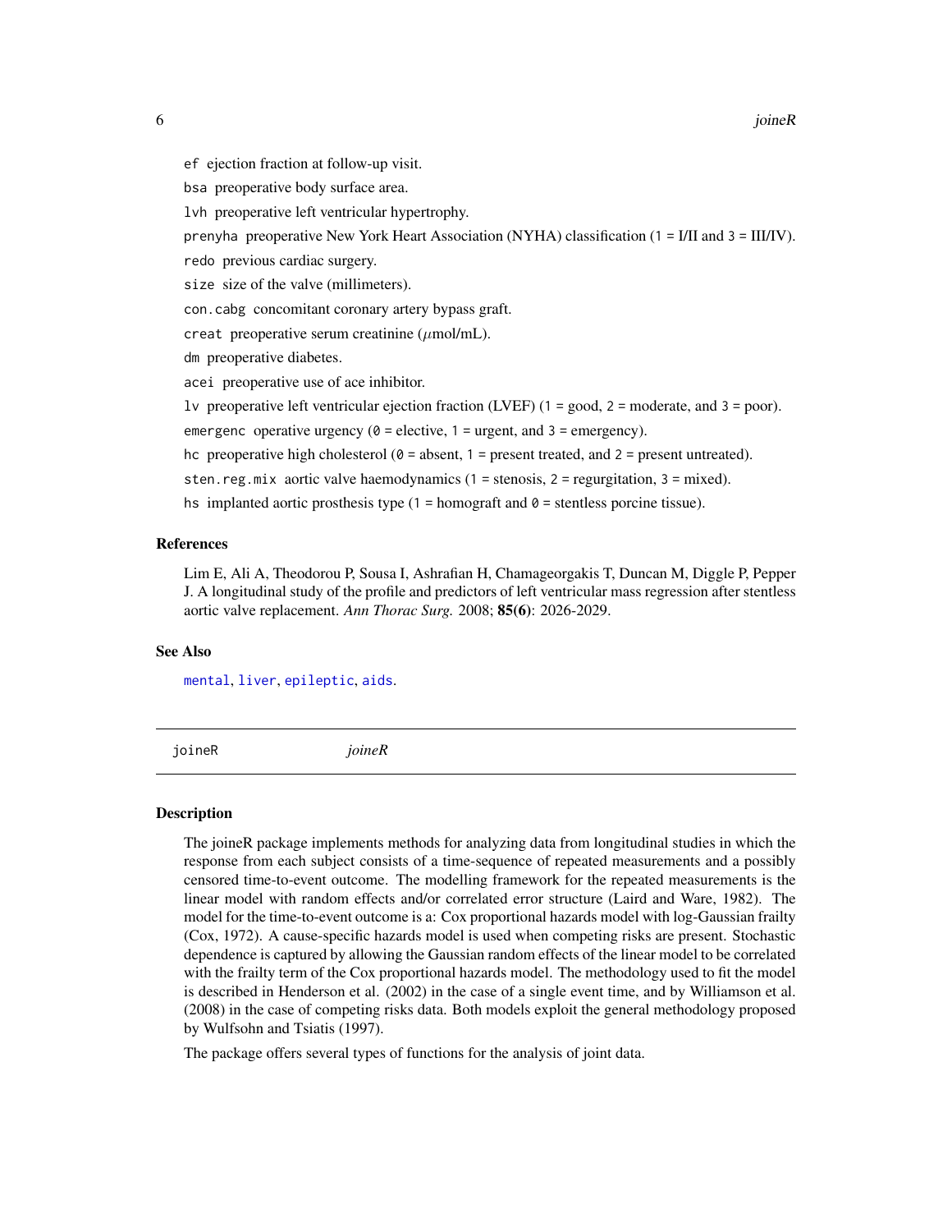`ef` ejection fraction at follow-up visit.

`bsa` preoperative body surface area.

`lvh` preoperative left ventricular hypertrophy.

`prenyha` preoperative New York Heart Association (NYHA) classification (`1` = I/II and `3` = III/IV).

`redo` previous cardiac surgery.

`size` size of the valve (millimeters).

`con.cabg` concomitant coronary artery bypass graft.

`creat` preoperative serum creatinine ($\mu$mol/mL).

`dm` preoperative diabetes.

`acei` preoperative use of ace inhibitor.

`lv` preoperative left ventricular ejection fraction (LVEF) (`1` = good, `2` = moderate, and `3` = poor).

`emergenc` operative urgency (`0` = elective, `1` = urgent, and `3` = emergency).

`hc` preoperative high cholesterol (`0` = absent, `1` = present treated, and `2` = present untreated).

`sten.reg.mix` aortic valve haemodynamics (`1` = stenosis, `2` = regurgitation, `3` = mixed).

`hs` implanted aortic prosthesis type (`1` = homograft and `0` = stentless porcine tissue).

### References

Lim E, Ali A, Theodorou P, Sousa I, Ashrafian H, Chamageorgakis T, Duncan M, Diggle P, Pepper J. A longitudinal study of the profile and predictors of left ventricular mass regression after stentless aortic valve replacement. *Ann Thorac Surg.* 2008; **85(6)**: 2026-2029.

### See Also

`mental`, `liver`, `epileptic`, `aids`.

---

## joineR — *joineR*

### Description

The joineR package implements methods for analyzing data from longitudinal studies in which the response from each subject consists of a time-sequence of repeated measurements and a possibly censored time-to-event outcome. The modelling framework for the repeated measurements is the linear model with random effects and/or correlated error structure (Laird and Ware, 1982). The model for the time-to-event outcome is a: Cox proportional hazards model with log-Gaussian frailty (Cox, 1972). A cause-specific hazards model is used when competing risks are present. Stochastic dependence is captured by allowing the Gaussian random effects of the linear model to be correlated with the frailty term of the Cox proportional hazards model. The methodology used to fit the model is described in Henderson et al. (2002) in the case of a single event time, and by Williamson et al. (2008) in the case of competing risks data. Both models exploit the general methodology proposed by Wulfsohn and Tsiatis (1997).

The package offers several types of functions for the analysis of joint data.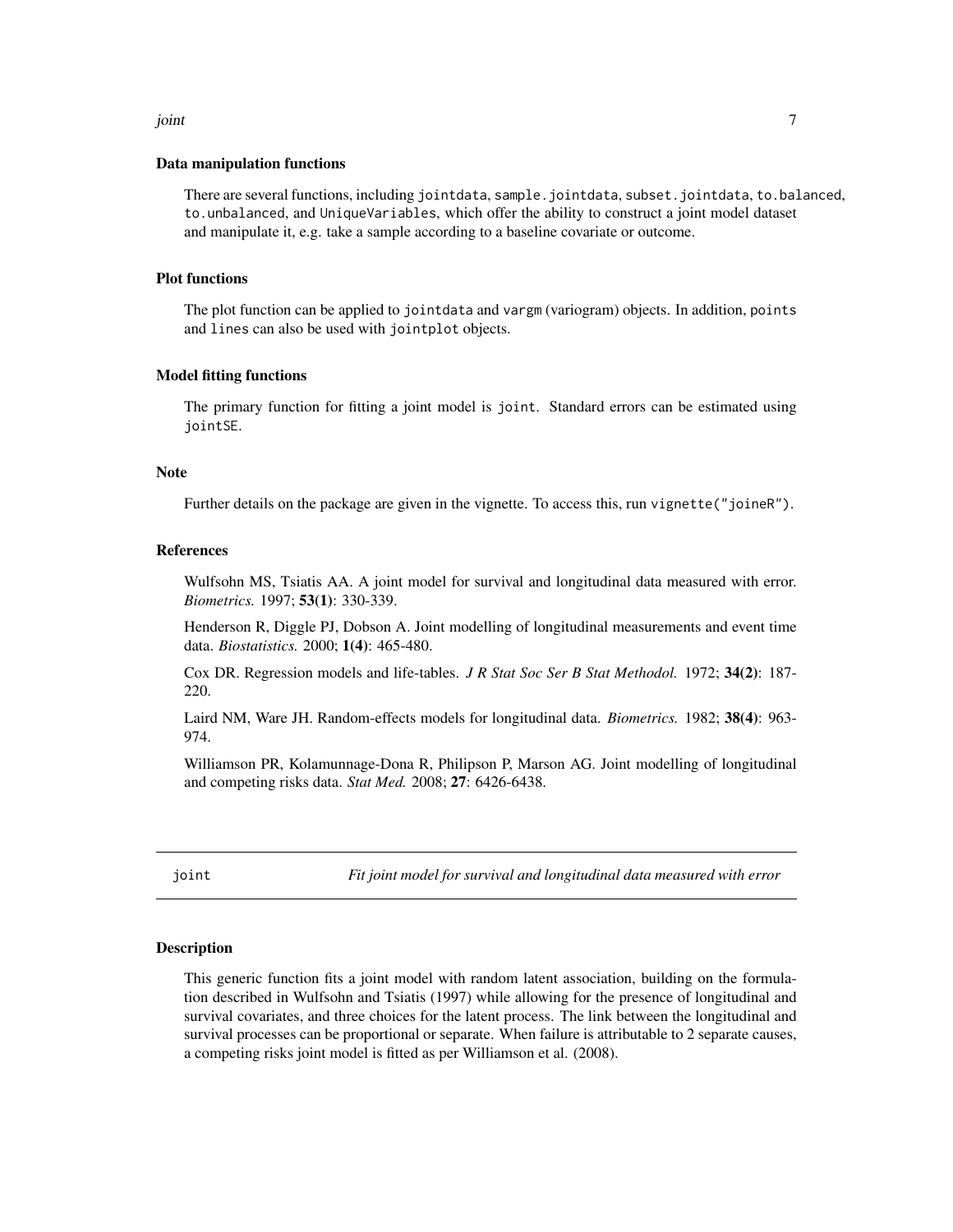### Data manipulation functions

There are several functions, including `jointdata`, `sample.jointdata`, `subset.jointdata`, `to.balanced`, `to.unbalanced`, and `UniqueVariables`, which offer the ability to construct a joint model dataset and manipulate it, e.g. take a sample according to a baseline covariate or outcome.

### Plot functions

The plot function can be applied to `jointdata` and `vargm` (variogram) objects. In addition, `points` and `lines` can also be used with `jointplot` objects.

### Model fitting functions

The primary function for fitting a joint model is `joint`. Standard errors can be estimated using `jointSE`.

### Note

Further details on the package are given in the vignette. To access this, run `vignette("joineR")`.

### References

Wulfsohn MS, Tsiatis AA. A joint model for survival and longitudinal data measured with error. *Biometrics.* 1997; **53(1)**: 330-339.

Henderson R, Diggle PJ, Dobson A. Joint modelling of longitudinal measurements and event time data. *Biostatistics.* 2000; **1(4)**: 465-480.

Cox DR. Regression models and life-tables. *J R Stat Soc Ser B Stat Methodol.* 1972; **34(2)**: 187-220.

Laird NM, Ware JH. Random-effects models for longitudinal data. *Biometrics.* 1982; **38(4)**: 963-974.

Williamson PR, Kolamunnage-Dona R, Philipson P, Marson AG. Joint modelling of longitudinal and competing risks data. *Stat Med.* 2008; **27**: 6426-6438.

---

## joint — *Fit joint model for survival and longitudinal data measured with error*

### Description

This generic function fits a joint model with random latent association, building on the formulation described in Wulfsohn and Tsiatis (1997) while allowing for the presence of longitudinal and survival covariates, and three choices for the latent process. The link between the longitudinal and survival processes can be proportional or separate. When failure is attributable to 2 separate causes, a competing risks joint model is fitted as per Williamson et al. (2008).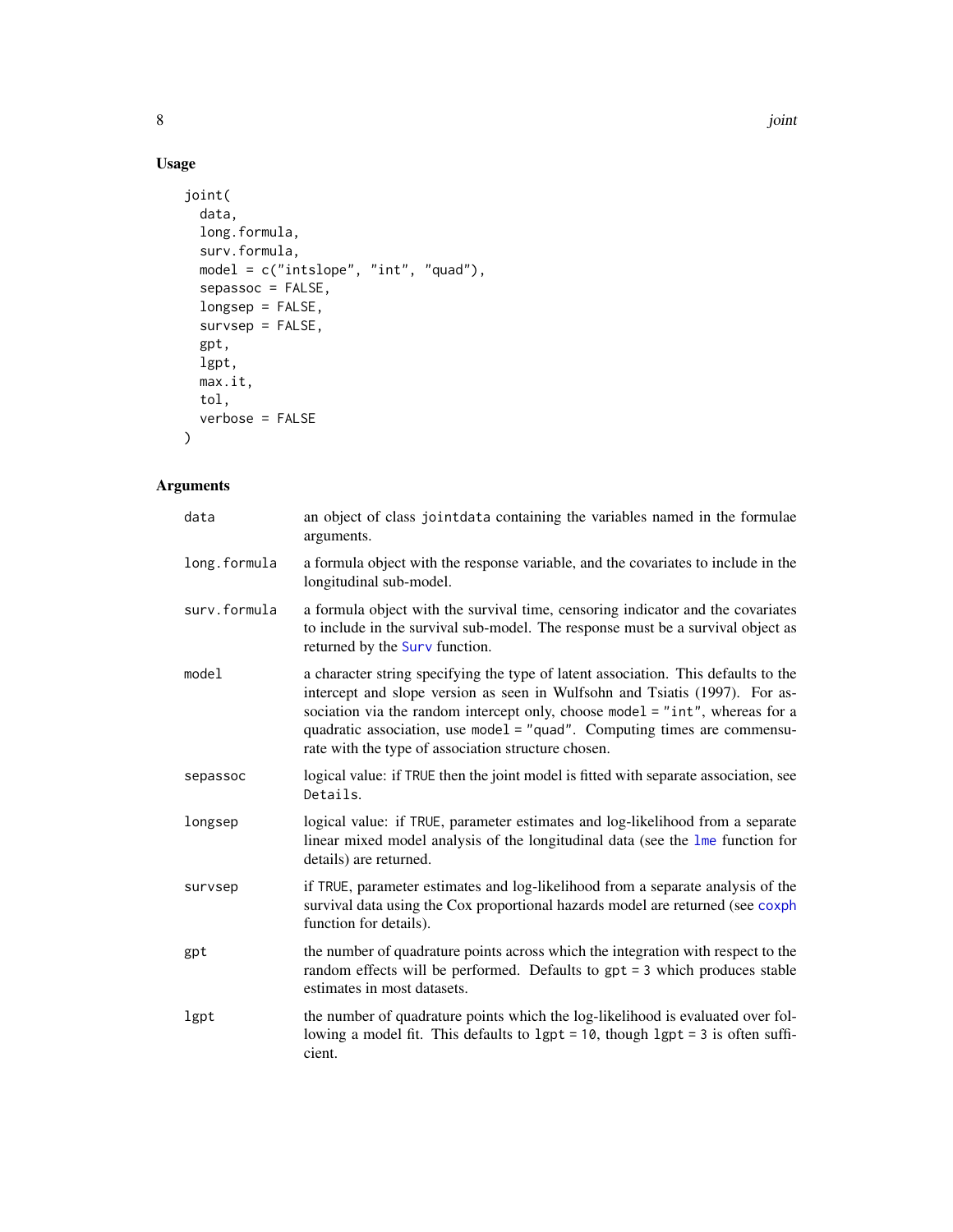## Usage

```
joint(
  data,
  long.formula,
  surv.formula,
  model = c("intslope", "int", "quad"),
  sepassoc = FALSE,
  longsep = FALSE,
  survsep = FALSE,
  gpt,
  lgpt,
  max.it,
  tol,
  verbose = FALSE
)
```

## Arguments

| | |
|---|---|
| `data` | an object of class `jointdata` containing the variables named in the formulae arguments. |
| `long.formula` | a formula object with the response variable, and the covariates to include in the longitudinal sub-model. |
| `surv.formula` | a formula object with the survival time, censoring indicator and the covariates to include in the survival sub-model. The response must be a survival object as returned by the `Surv` function. |
| `model` | a character string specifying the type of latent association. This defaults to the intercept and slope version as seen in Wulfsohn and Tsiatis (1997). For association via the random intercept only, choose `model = "int"`, whereas for a quadratic association, use `model = "quad"`. Computing times are commensurate with the type of association structure chosen. |
| `sepassoc` | logical value: if `TRUE` then the joint model is fitted with separate association, see `Details`. |
| `longsep` | logical value: if `TRUE`, parameter estimates and log-likelihood from a separate linear mixed model analysis of the longitudinal data (see the `lme` function for details) are returned. |
| `survsep` | if `TRUE`, parameter estimates and log-likelihood from a separate analysis of the survival data using the Cox proportional hazards model are returned (see `coxph` function for details). |
| `gpt` | the number of quadrature points across which the integration with respect to the random effects will be performed. Defaults to `gpt = 3` which produces stable estimates in most datasets. |
| `lgpt` | the number of quadrature points which the log-likelihood is evaluated over following a model fit. This defaults to `lgpt = 10`, though `lgpt = 3` is often sufficient. |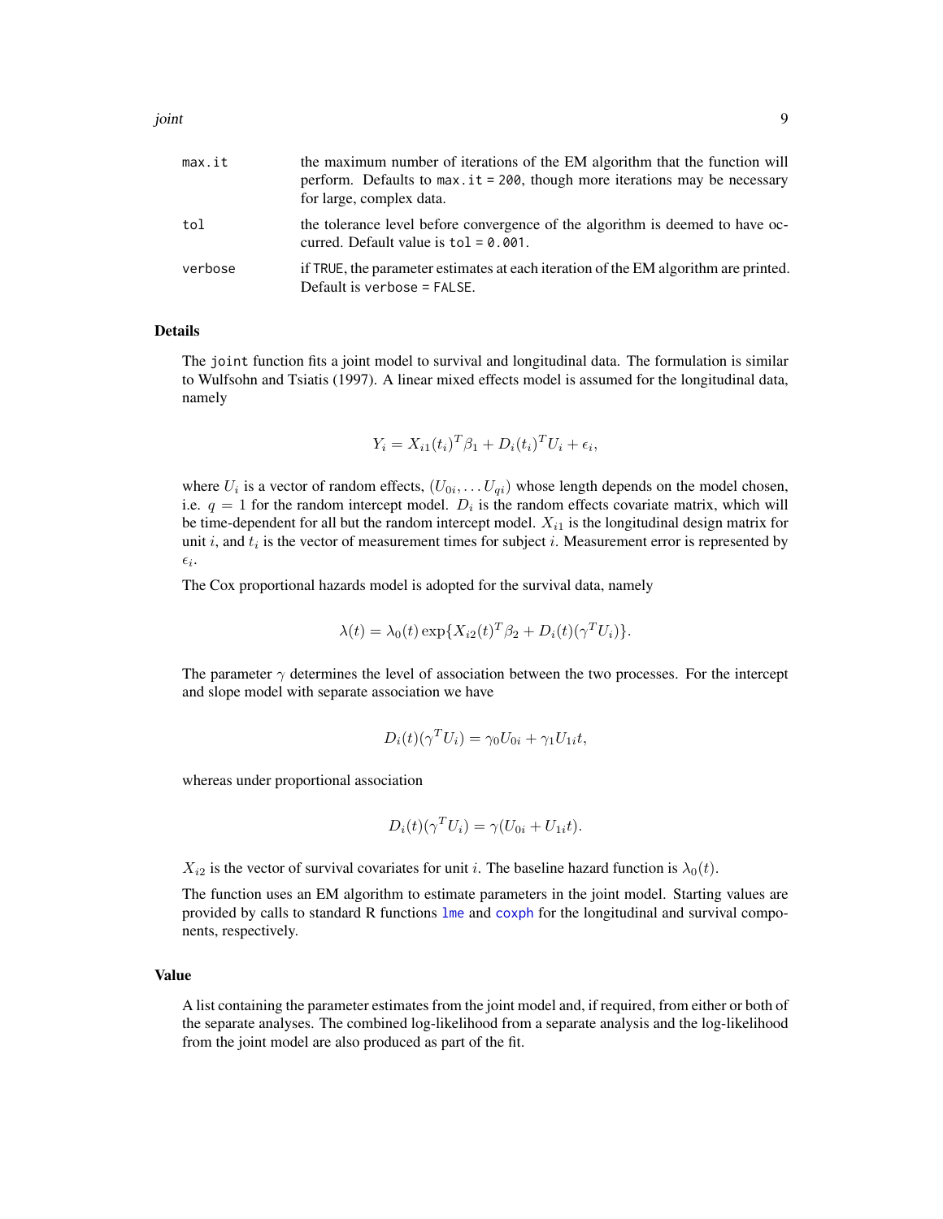`max.it` the maximum number of iterations of the EM algorithm that the function will perform. Defaults to `max.it = 200`, though more iterations may be necessary for large, complex data.

`tol` the tolerance level before convergence of the algorithm is deemed to have occurred. Default value is `tol = 0.001`.

`verbose` if `TRUE`, the parameter estimates at each iteration of the EM algorithm are printed. Default is `verbose = FALSE`.

## Details

The `joint` function fits a joint model to survival and longitudinal data. The formulation is similar to Wulfsohn and Tsiatis (1997). A linear mixed effects model is assumed for the longitudinal data, namely

$$Y_i = X_{i1}(t_i)^T \beta_1 + D_i(t_i)^T U_i + \epsilon_i,$$

where $U_i$ is a vector of random effects, $(U_{0i}, \ldots U_{qi})$ whose length depends on the model chosen, i.e. $q = 1$ for the random intercept model. $D_i$ is the random effects covariate matrix, which will be time-dependent for all but the random intercept model. $X_{i1}$ is the longitudinal design matrix for unit $i$, and $t_i$ is the vector of measurement times for subject $i$. Measurement error is represented by $\epsilon_i$.

The Cox proportional hazards model is adopted for the survival data, namely

$$\lambda(t) = \lambda_0(t) \exp\{X_{i2}(t)^T \beta_2 + D_i(t)(\gamma^T U_i)\}.$$

The parameter $\gamma$ determines the level of association between the two processes. For the intercept and slope model with separate association we have

$$D_i(t)(\gamma^T U_i) = \gamma_0 U_{0i} + \gamma_1 U_{1i} t,$$

whereas under proportional association

$$D_i(t)(\gamma^T U_i) = \gamma(U_{0i} + U_{1i} t).$$

$X_{i2}$ is the vector of survival covariates for unit $i$. The baseline hazard function is $\lambda_0(t)$.

The function uses an EM algorithm to estimate parameters in the joint model. Starting values are provided by calls to standard R functions `lme` and `coxph` for the longitudinal and survival components, respectively.

## Value

A list containing the parameter estimates from the joint model and, if required, from either or both of the separate analyses. The combined log-likelihood from a separate analysis and the log-likelihood from the joint model are also produced as part of the fit.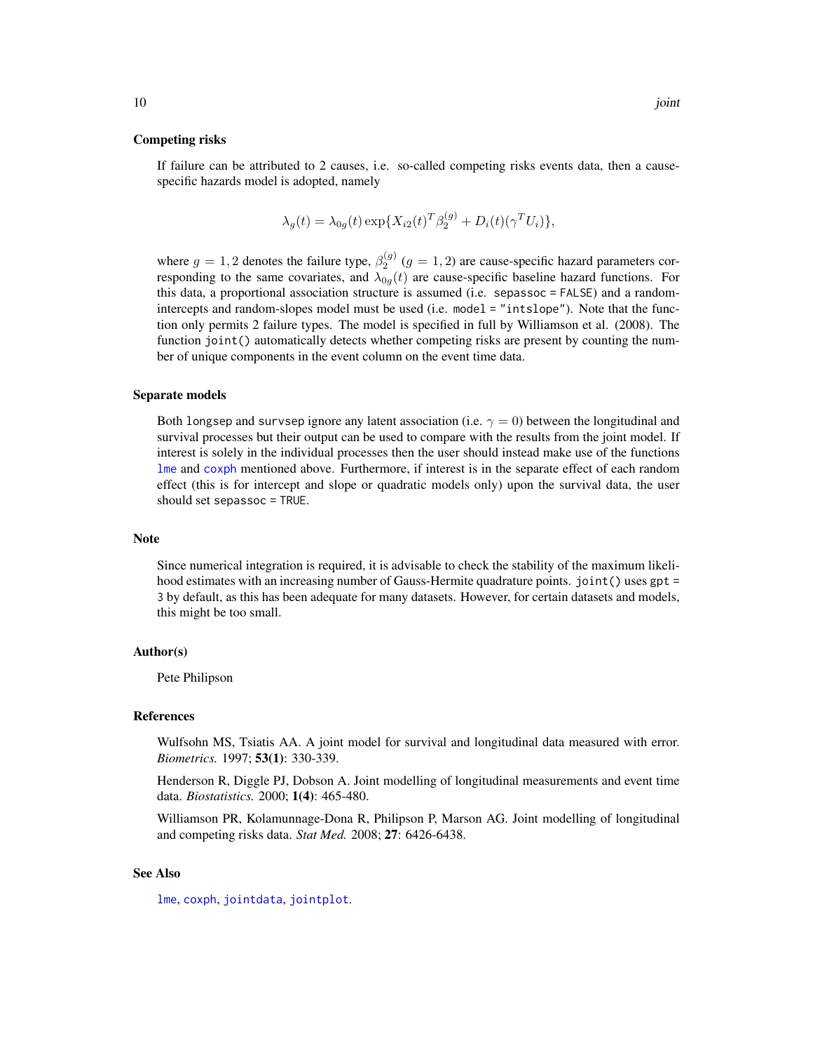### Competing risks

If failure can be attributed to 2 causes, i.e. so-called competing risks events data, then a cause-specific hazards model is adopted, namely

$$\lambda_g(t) = \lambda_{0g}(t) \exp\{X_{i2}(t)^T \beta_2^{(g)} + D_i(t)(\gamma^T U_i)\},$$

where $g = 1, 2$ denotes the failure type, $\beta_2^{(g)}$ $(g = 1, 2)$ are cause-specific hazard parameters corresponding to the same covariates, and $\lambda_{0g}(t)$ are cause-specific baseline hazard functions. For this data, a proportional association structure is assumed (i.e. `sepassoc = FALSE`) and a random-intercepts and random-slopes model must be used (i.e. `model = "intslope"`). Note that the function only permits 2 failure types. The model is specified in full by Williamson et al. (2008). The function `joint()` automatically detects whether competing risks are present by counting the number of unique components in the event column on the event time data.

### Separate models

Both `longsep` and `survsep` ignore any latent association (i.e. $\gamma = 0$) between the longitudinal and survival processes but their output can be used to compare with the results from the joint model. If interest is solely in the individual processes then the user should instead make use of the functions `lme` and `coxph` mentioned above. Furthermore, if interest is in the separate effect of each random effect (this is for intercept and slope or quadratic models only) upon the survival data, the user should set `sepassoc = TRUE`.

### Note

Since numerical integration is required, it is advisable to check the stability of the maximum likelihood estimates with an increasing number of Gauss-Hermite quadrature points. `joint()` uses `gpt = 3` by default, as this has been adequate for many datasets. However, for certain datasets and models, this might be too small.

### Author(s)

Pete Philipson

### References

Wulfsohn MS, Tsiatis AA. A joint model for survival and longitudinal data measured with error. *Biometrics.* 1997; **53(1)**: 330-339.

Henderson R, Diggle PJ, Dobson A. Joint modelling of longitudinal measurements and event time data. *Biostatistics.* 2000; **1(4)**: 465-480.

Williamson PR, Kolamunnage-Dona R, Philipson P, Marson AG. Joint modelling of longitudinal and competing risks data. *Stat Med.* 2008; **27**: 6426-6438.

### See Also

`lme`, `coxph`, `jointdata`, `jointplot`.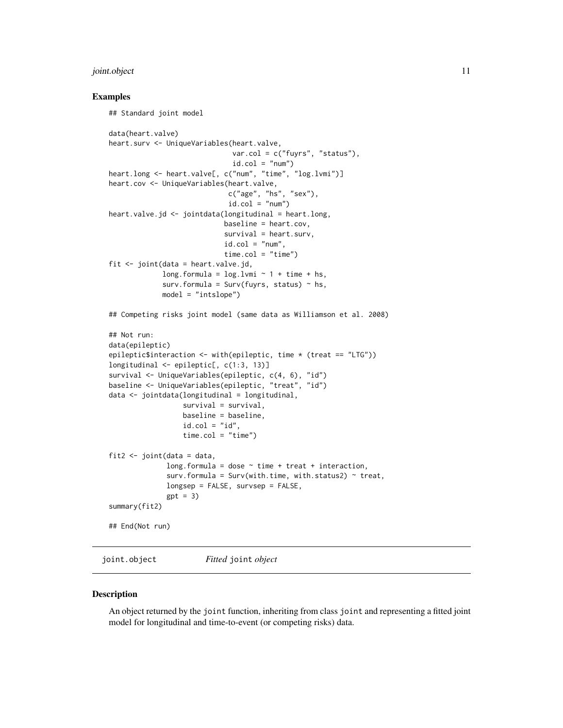### Examples

```
## Standard joint model

data(heart.valve)
heart.surv <- UniqueVariables(heart.valve,
                              var.col = c("fuyrs", "status"),
                              id.col = "num")
heart.long <- heart.valve[, c("num", "time", "log.lvmi")]
heart.cov <- UniqueVariables(heart.valve,
                             c("age", "hs", "sex"),
                             id.col = "num")
heart.valve.jd <- jointdata(longitudinal = heart.long,
                            baseline = heart.cov,
                            survival = heart.surv,
                            id.col = "num",
                            time.col = "time")
fit <- joint(data = heart.valve.jd,
             long.formula = log.lvmi ~ 1 + time + hs,
             surv.formula = Surv(fuyrs, status) ~ hs,
             model = "intslope")

## Competing risks joint model (same data as Williamson et al. 2008)

## Not run:
data(epileptic)
epileptic$interaction <- with(epileptic, time * (treat == "LTG"))
longitudinal <- epileptic[, c(1:3, 13)]
survival <- UniqueVariables(epileptic, c(4, 6), "id")
baseline <- UniqueVariables(epileptic, "treat", "id")
data <- jointdata(longitudinal = longitudinal,
                  survival = survival,
                  baseline = baseline,
                  id.col = "id",
                  time.col = "time")

fit2 <- joint(data = data,
              long.formula = dose ~ time + treat + interaction,
              surv.formula = Surv(with.time, with.status2) ~ treat,
              longsep = FALSE, survsep = FALSE,
              gpt = 3)
summary(fit2)

## End(Not run)
```

---

## joint.object — *Fitted* joint *object*

### Description

An object returned by the joint function, inheriting from class joint and representing a fitted joint model for longitudinal and time-to-event (or competing risks) data.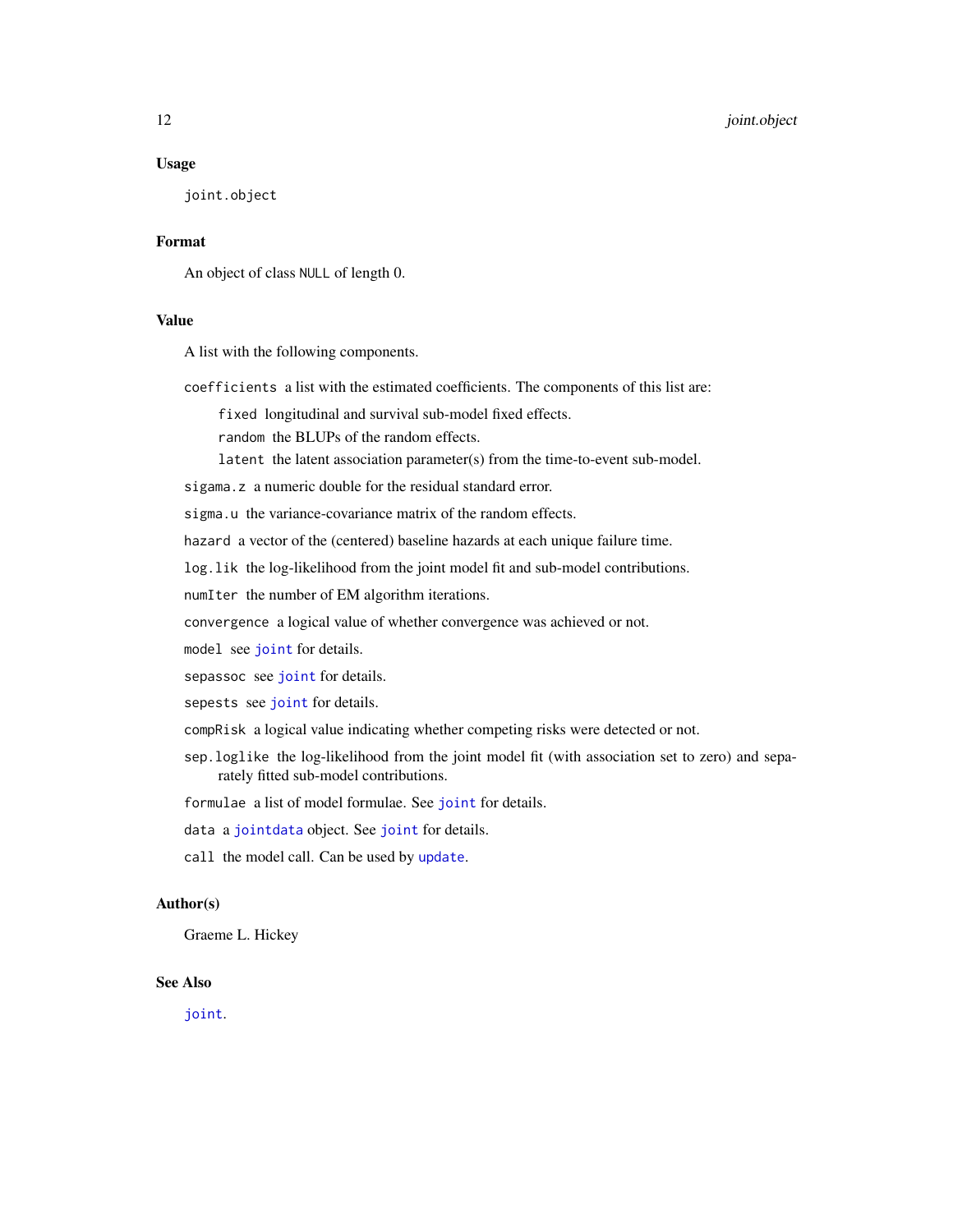### Usage

```
joint.object
```

### Format

An object of class `NULL` of length 0.

### Value

A list with the following components.

`coefficients` a list with the estimated coefficients. The components of this list are:

- `fixed` longitudinal and survival sub-model fixed effects.
- `random` the BLUPs of the random effects.
- `latent` the latent association parameter(s) from the time-to-event sub-model.

`sigama.z` a numeric double for the residual standard error.

`sigma.u` the variance-covariance matrix of the random effects.

`hazard` a vector of the (centered) baseline hazards at each unique failure time.

`log.lik` the log-likelihood from the joint model fit and sub-model contributions.

`numIter` the number of EM algorithm iterations.

`convergence` a logical value of whether convergence was achieved or not.

`model` see `joint` for details.

`sepassoc` see `joint` for details.

`sepests` see `joint` for details.

`compRisk` a logical value indicating whether competing risks were detected or not.

`sep.loglike` the log-likelihood from the joint model fit (with association set to zero) and separately fitted sub-model contributions.

`formulae` a list of model formulae. See `joint` for details.

`data` a `jointdata` object. See `joint` for details.

`call` the model call. Can be used by `update`.

### Author(s)

Graeme L. Hickey

### See Also

`joint`.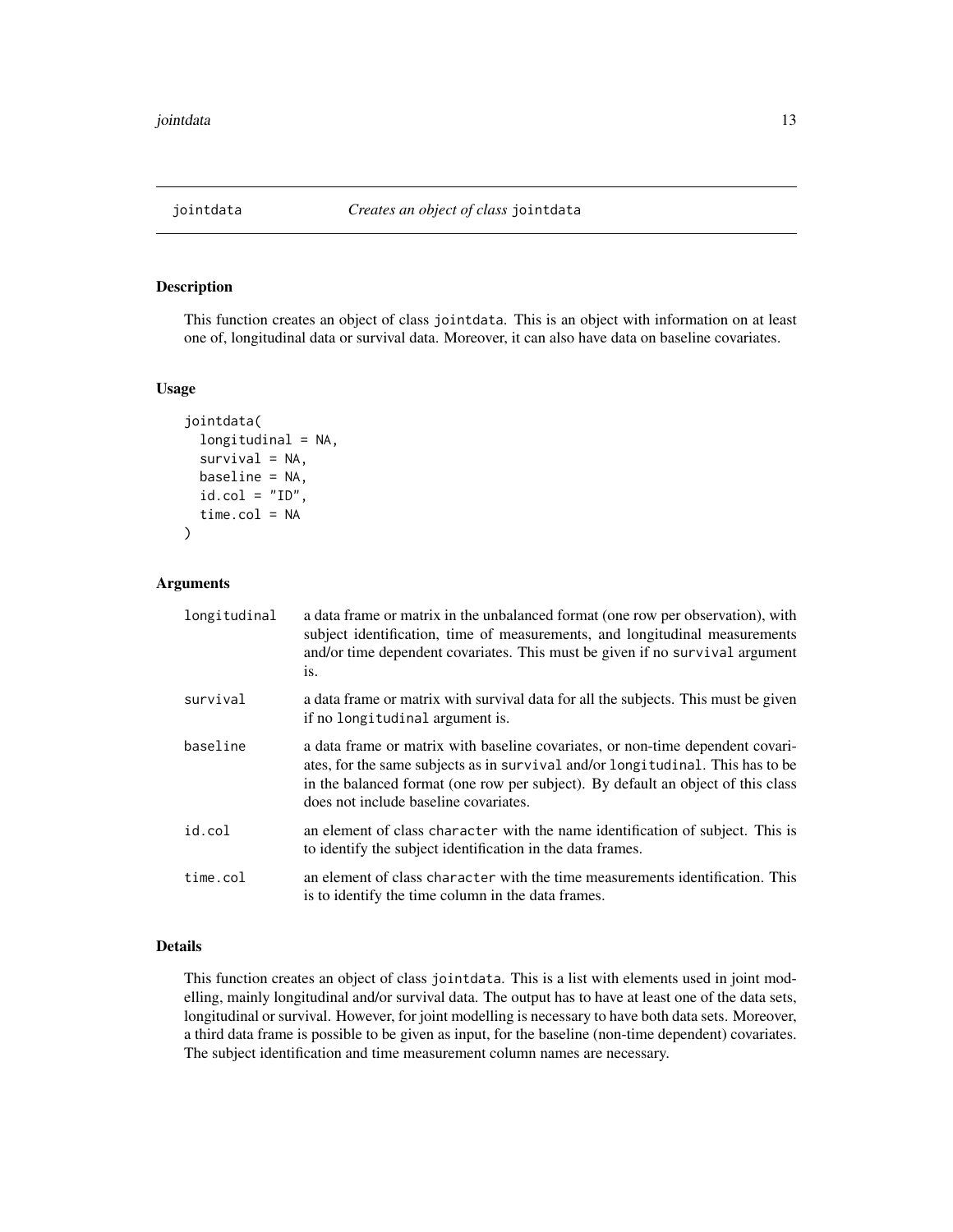# jointdata — *Creates an object of class* jointdata

## Description

This function creates an object of class jointdata. This is an object with information on at least one of, longitudinal data or survival data. Moreover, it can also have data on baseline covariates.

## Usage

```
jointdata(
  longitudinal = NA,
  survival = NA,
  baseline = NA,
  id.col = "ID",
  time.col = NA
)
```

## Arguments

| | |
|---|---|
| longitudinal | a data frame or matrix in the unbalanced format (one row per observation), with subject identification, time of measurements, and longitudinal measurements and/or time dependent covariates. This must be given if no survival argument is. |
| survival | a data frame or matrix with survival data for all the subjects. This must be given if no longitudinal argument is. |
| baseline | a data frame or matrix with baseline covariates, or non-time dependent covariates, for the same subjects as in survival and/or longitudinal. This has to be in the balanced format (one row per subject). By default an object of this class does not include baseline covariates. |
| id.col | an element of class character with the name identification of subject. This is to identify the subject identification in the data frames. |
| time.col | an element of class character with the time measurements identification. This is to identify the time column in the data frames. |

## Details

This function creates an object of class jointdata. This is a list with elements used in joint modelling, mainly longitudinal and/or survival data. The output has to have at least one of the data sets, longitudinal or survival. However, for joint modelling is necessary to have both data sets. Moreover, a third data frame is possible to be given as input, for the baseline (non-time dependent) covariates. The subject identification and time measurement column names are necessary.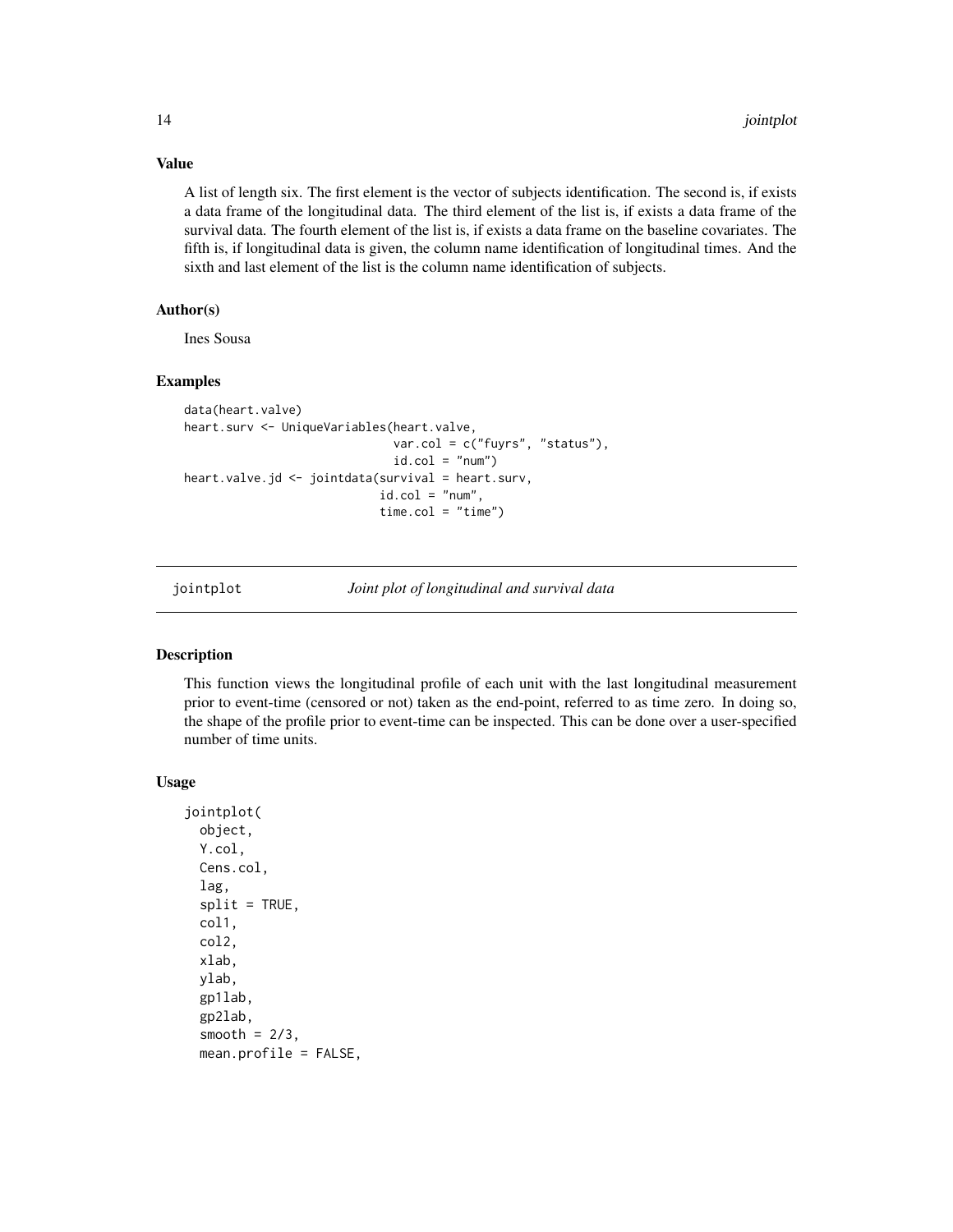### Value

A list of length six. The first element is the vector of subjects identification. The second is, if exists a data frame of the longitudinal data. The third element of the list is, if exists a data frame of the survival data. The fourth element of the list is, if exists a data frame on the baseline covariates. The fifth is, if longitudinal data is given, the column name identification of longitudinal times. And the sixth and last element of the list is the column name identification of subjects.

### Author(s)

Ines Sousa

### Examples

```
data(heart.valve)
heart.surv <- UniqueVariables(heart.valve,
                              var.col = c("fuyrs", "status"),
                              id.col = "num")
heart.valve.jd <- jointdata(survival = heart.surv,
                            id.col = "num",
                            time.col = "time")
```

---

## jointplot    *Joint plot of longitudinal and survival data*

### Description

This function views the longitudinal profile of each unit with the last longitudinal measurement prior to event-time (censored or not) taken as the end-point, referred to as time zero. In doing so, the shape of the profile prior to event-time can be inspected. This can be done over a user-specified number of time units.

### Usage

```
jointplot(
  object,
  Y.col,
  Cens.col,
  lag,
  split = TRUE,
  col1,
  col2,
  xlab,
  ylab,
  gp1lab,
  gp2lab,
  smooth = 2/3,
  mean.profile = FALSE,
```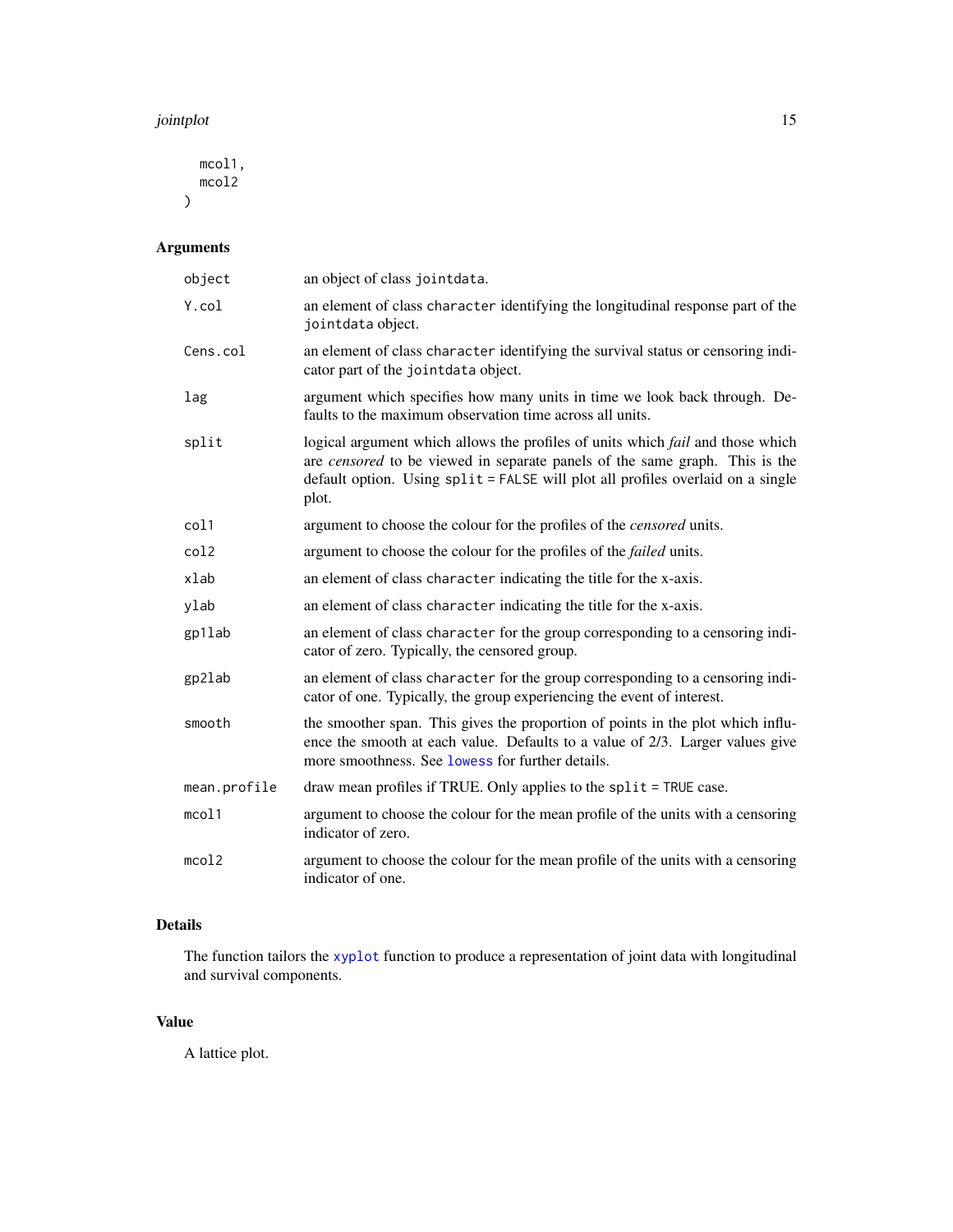```
  mcol1,
  mcol2
)
```

## Arguments

| | |
|---|---|
| `object` | an object of class `jointdata`. |
| `Y.col` | an element of class `character` identifying the longitudinal response part of the `jointdata` object. |
| `Cens.col` | an element of class `character` identifying the survival status or censoring indicator part of the `jointdata` object. |
| `lag` | argument which specifies how many units in time we look back through. Defaults to the maximum observation time across all units. |
| `split` | logical argument which allows the profiles of units which *fail* and those which are *censored* to be viewed in separate panels of the same graph. This is the default option. Using `split = FALSE` will plot all profiles overlaid on a single plot. |
| `col1` | argument to choose the colour for the profiles of the *censored* units. |
| `col2` | argument to choose the colour for the profiles of the *failed* units. |
| `xlab` | an element of class `character` indicating the title for the x-axis. |
| `ylab` | an element of class `character` indicating the title for the x-axis. |
| `gp1lab` | an element of class `character` for the group corresponding to a censoring indicator of zero. Typically, the censored group. |
| `gp2lab` | an element of class `character` for the group corresponding to a censoring indicator of one. Typically, the group experiencing the event of interest. |
| `smooth` | the smoother span. This gives the proportion of points in the plot which influence the smooth at each value. Defaults to a value of 2/3. Larger values give more smoothness. See `lowess` for further details. |
| `mean.profile` | draw mean profiles if TRUE. Only applies to the `split = TRUE` case. |
| `mcol1` | argument to choose the colour for the mean profile of the units with a censoring indicator of zero. |
| `mcol2` | argument to choose the colour for the mean profile of the units with a censoring indicator of one. |

## Details

The function tailors the `xyplot` function to produce a representation of joint data with longitudinal and survival components.

## Value

A lattice plot.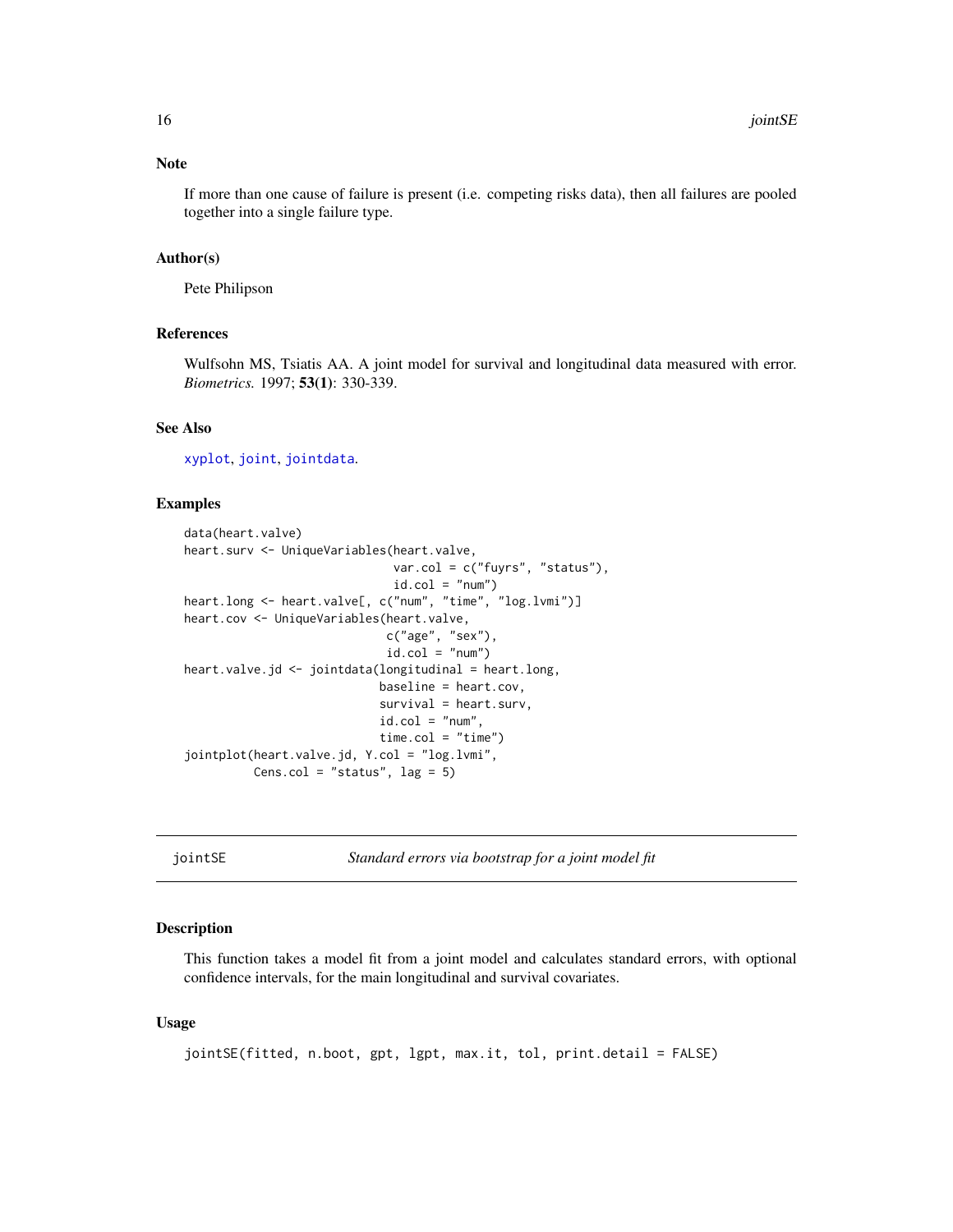### Note

If more than one cause of failure is present (i.e. competing risks data), then all failures are pooled together into a single failure type.

### Author(s)

Pete Philipson

### References

Wulfsohn MS, Tsiatis AA. A joint model for survival and longitudinal data measured with error. *Biometrics.* 1997; **53(1)**: 330-339.

### See Also

xyplot, joint, jointdata.

### Examples

```
data(heart.valve)
heart.surv <- UniqueVariables(heart.valve,
                              var.col = c("fuyrs", "status"),
                              id.col = "num")
heart.long <- heart.valve[, c("num", "time", "log.lvmi")]
heart.cov <- UniqueVariables(heart.valve,
                             c("age", "sex"),
                             id.col = "num")
heart.valve.jd <- jointdata(longitudinal = heart.long,
                            baseline = heart.cov,
                            survival = heart.surv,
                            id.col = "num",
                            time.col = "time")
jointplot(heart.valve.jd, Y.col = "log.lvmi",
          Cens.col = "status", lag = 5)
```

---

## jointSE — *Standard errors via bootstrap for a joint model fit*

### Description

This function takes a model fit from a joint model and calculates standard errors, with optional confidence intervals, for the main longitudinal and survival covariates.

### Usage

```
jointSE(fitted, n.boot, gpt, lgpt, max.it, tol, print.detail = FALSE)
```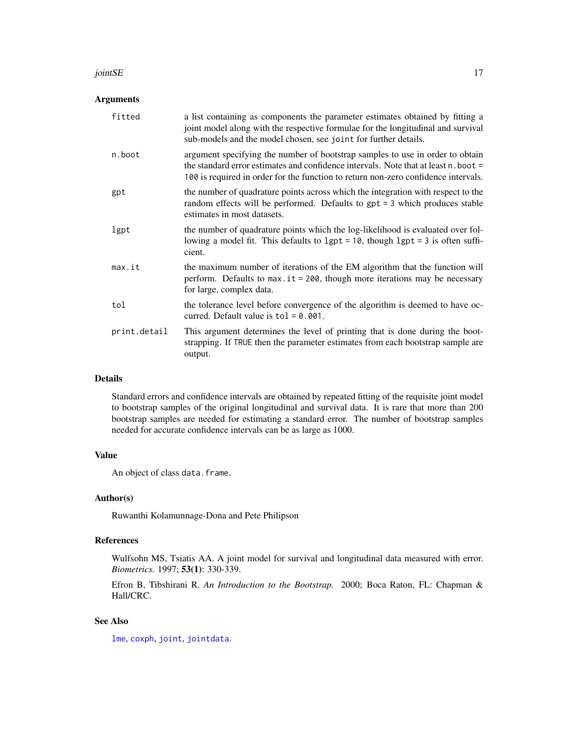## Arguments

| | |
|---|---|
| `fitted` | a list containing as components the parameter estimates obtained by fitting a joint model along with the respective formulae for the longitudinal and survival sub-models and the model chosen, see `joint` for further details. |
| `n.boot` | argument specifying the number of bootstrap samples to use in order to obtain the standard error estimates and confidence intervals. Note that at least `n.boot = 100` is required in order for the function to return non-zero confidence intervals. |
| `gpt` | the number of quadrature points across which the integration with respect to the random effects will be performed. Defaults to `gpt = 3` which produces stable estimates in most datasets. |
| `lgpt` | the number of quadrature points which the log-likelihood is evaluated over following a model fit. This defaults to `lgpt = 10`, though `lgpt = 3` is often sufficient. |
| `max.it` | the maximum number of iterations of the EM algorithm that the function will perform. Defaults to `max.it = 200`, though more iterations may be necessary for large, complex data. |
| `tol` | the tolerance level before convergence of the algorithm is deemed to have occurred. Default value is `tol = 0.001`. |
| `print.detail` | This argument determines the level of printing that is done during the bootstrapping. If `TRUE` then the parameter estimates from each bootstrap sample are output. |

## Details

Standard errors and confidence intervals are obtained by repeated fitting of the requisite joint model to bootstrap samples of the original longitudinal and survival data. It is rare that more than 200 bootstrap samples are needed for estimating a standard error. The number of bootstrap samples needed for accurate confidence intervals can be as large as 1000.

## Value

An object of class `data.frame`.

## Author(s)

Ruwanthi Kolamunnage-Dona and Pete Philipson

## References

Wulfsohn MS, Tsiatis AA. A joint model for survival and longitudinal data measured with error. *Biometrics.* 1997; **53(1)**: 330-339.

Efron B, Tibshirani R. *An Introduction to the Bootstrap.* 2000; Boca Raton, FL: Chapman & Hall/CRC.

## See Also

`lme`, `coxph`, `joint`, `jointdata`.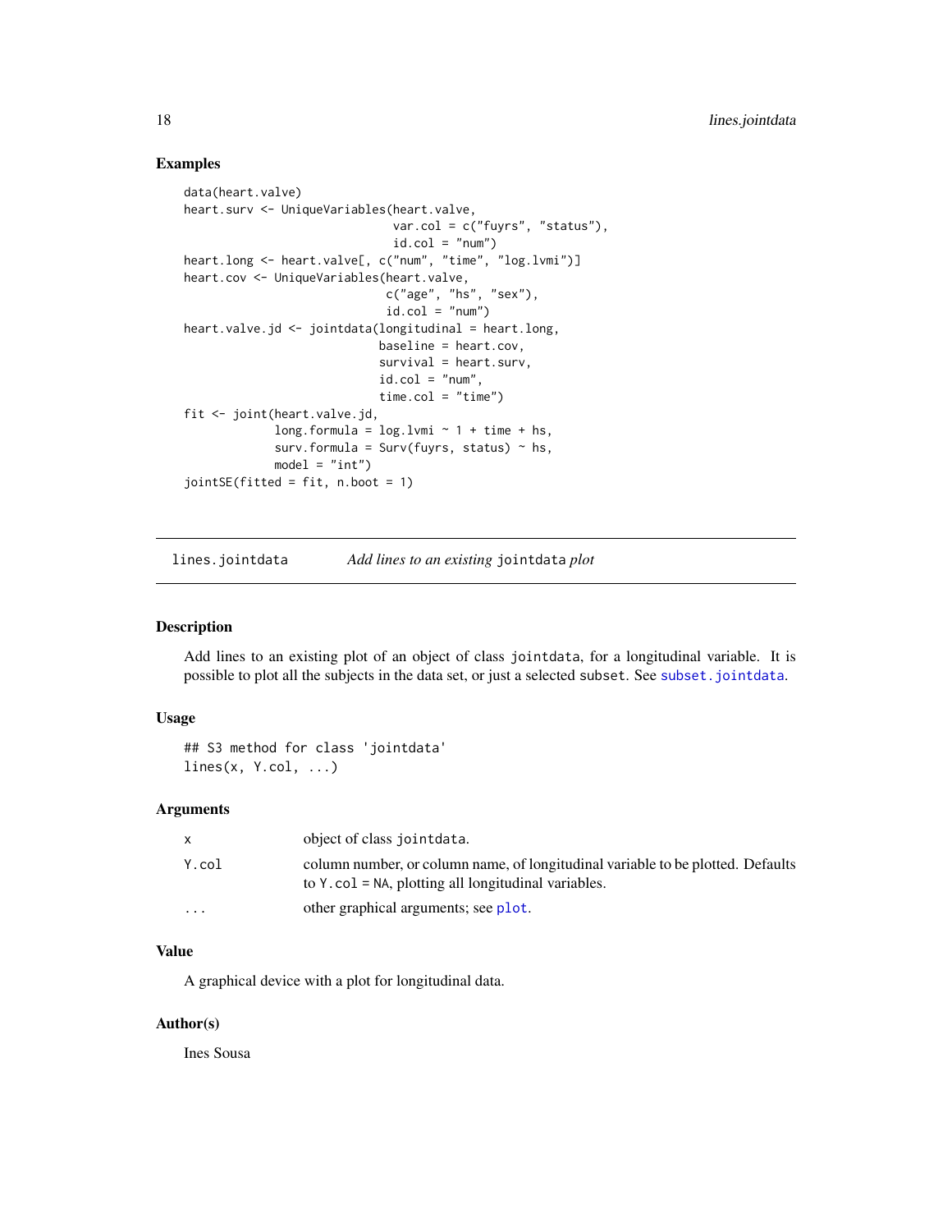## Examples

```
data(heart.valve)
heart.surv <- UniqueVariables(heart.valve,
                              var.col = c("fuyrs", "status"),
                              id.col = "num")
heart.long <- heart.valve[, c("num", "time", "log.lvmi")]
heart.cov <- UniqueVariables(heart.valve,
                             c("age", "hs", "sex"),
                             id.col = "num")
heart.valve.jd <- jointdata(longitudinal = heart.long,
                            baseline = heart.cov,
                            survival = heart.surv,
                            id.col = "num",
                            time.col = "time")
fit <- joint(heart.valve.jd,
             long.formula = log.lvmi ~ 1 + time + hs,
             surv.formula = Surv(fuyrs, status) ~ hs,
             model = "int")
jointSE(fitted = fit, n.boot = 1)
```

---

# lines.jointdata — *Add lines to an existing* `jointdata` *plot*

## Description

Add lines to an existing plot of an object of class `jointdata`, for a longitudinal variable. It is possible to plot all the subjects in the data set, or just a selected `subset`. See `subset.jointdata`.

## Usage

```
## S3 method for class 'jointdata'
lines(x, Y.col, ...)
```

## Arguments

| | |
|---|---|
| `x` | object of class `jointdata`. |
| `Y.col` | column number, or column name, of longitudinal variable to be plotted. Defaults to `Y.col = NA`, plotting all longitudinal variables. |
| `...` | other graphical arguments; see `plot`. |

## Value

A graphical device with a plot for longitudinal data.

## Author(s)

Ines Sousa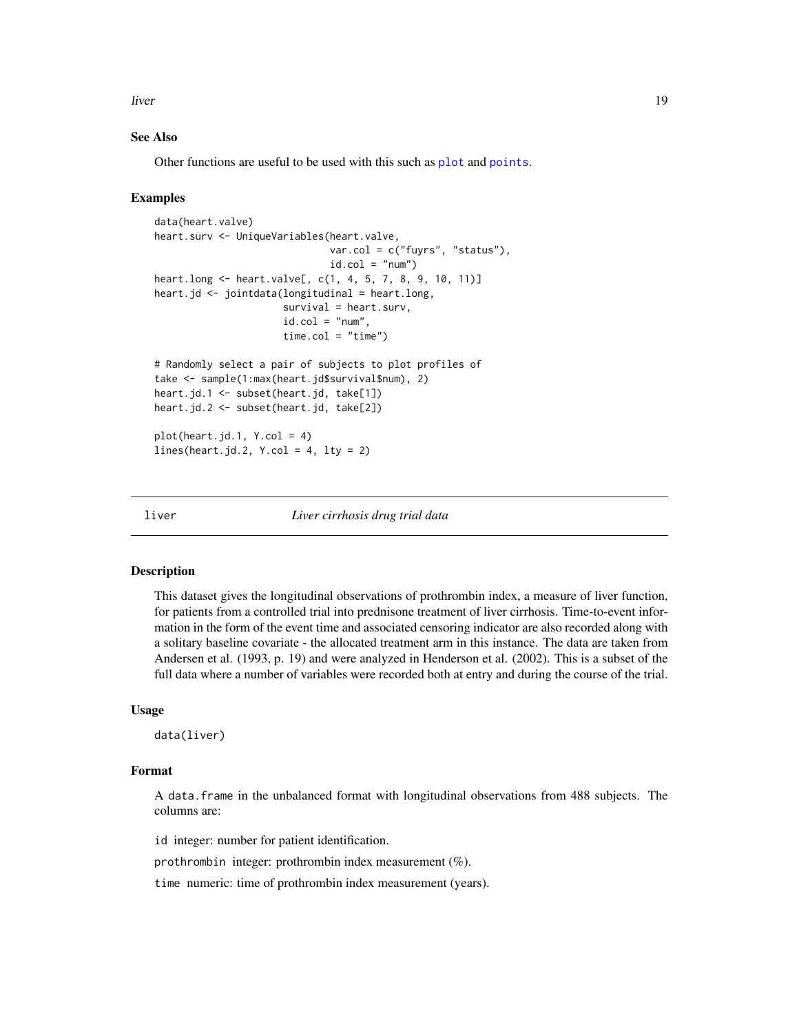### See Also

Other functions are useful to be used with this such as plot and points.

### Examples

```
data(heart.valve)
heart.surv <- UniqueVariables(heart.valve,
                              var.col = c("fuyrs", "status"),
                              id.col = "num")
heart.long <- heart.valve[, c(1, 4, 5, 7, 8, 9, 10, 11)]
heart.jd <- jointdata(longitudinal = heart.long,
                      survival = heart.surv,
                      id.col = "num",
                      time.col = "time")

# Randomly select a pair of subjects to plot profiles of
take <- sample(1:max(heart.jd$survival$num), 2)
heart.jd.1 <- subset(heart.jd, take[1])
heart.jd.2 <- subset(heart.jd, take[2])

plot(heart.jd.1, Y.col = 4)
lines(heart.jd.2, Y.col = 4, lty = 2)
```

## liver — *Liver cirrhosis drug trial data*

### Description

This dataset gives the longitudinal observations of prothrombin index, a measure of liver function, for patients from a controlled trial into prednisone treatment of liver cirrhosis. Time-to-event information in the form of the event time and associated censoring indicator are also recorded along with a solitary baseline covariate - the allocated treatment arm in this instance. The data are taken from Andersen et al. (1993, p. 19) and were analyzed in Henderson et al. (2002). This is a subset of the full data where a number of variables were recorded both at entry and during the course of the trial.

### Usage

```
data(liver)
```

### Format

A `data.frame` in the unbalanced format with longitudinal observations from 488 subjects. The columns are:

`id` integer: number for patient identification.

`prothrombin` integer: prothrombin index measurement (%).

`time` numeric: time of prothrombin index measurement (years).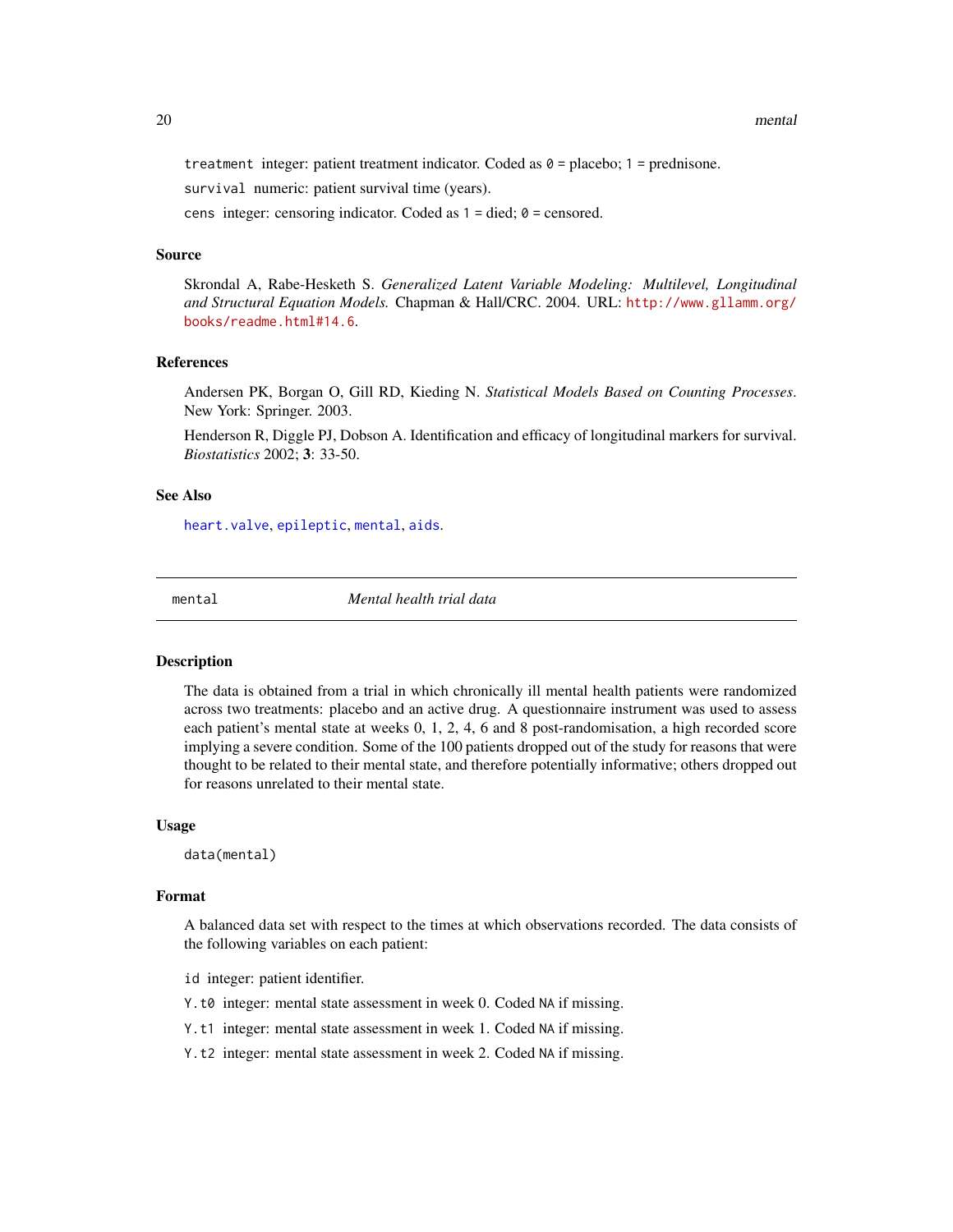`treatment` integer: patient treatment indicator. Coded as `0` = placebo; `1` = prednisone.

`survival` numeric: patient survival time (years).

`cens` integer: censoring indicator. Coded as `1` = died; `0` = censored.

### Source

Skrondal A, Rabe-Hesketh S. *Generalized Latent Variable Modeling: Multilevel, Longitudinal and Structural Equation Models.* Chapman & Hall/CRC. 2004. URL: http://www.gllamm.org/books/readme.html#14.6.

### References

Andersen PK, Borgan O, Gill RD, Kieding N. *Statistical Models Based on Counting Processes*. New York: Springer. 2003.

Henderson R, Diggle PJ, Dobson A. Identification and efficacy of longitudinal markers for survival. *Biostatistics* 2002; **3**: 33-50.

### See Also

`heart.valve`, `epileptic`, `mental`, `aids`.

---

## mental — *Mental health trial data*

### Description

The data is obtained from a trial in which chronically ill mental health patients were randomized across two treatments: placebo and an active drug. A questionnaire instrument was used to assess each patient's mental state at weeks 0, 1, 2, 4, 6 and 8 post-randomisation, a high recorded score implying a severe condition. Some of the 100 patients dropped out of the study for reasons that were thought to be related to their mental state, and therefore potentially informative; others dropped out for reasons unrelated to their mental state.

### Usage

```
data(mental)
```

### Format

A balanced data set with respect to the times at which observations recorded. The data consists of the following variables on each patient:

`id` integer: patient identifier.

`Y.t0` integer: mental state assessment in week 0. Coded `NA` if missing.

`Y.t1` integer: mental state assessment in week 1. Coded `NA` if missing.

`Y.t2` integer: mental state assessment in week 2. Coded `NA` if missing.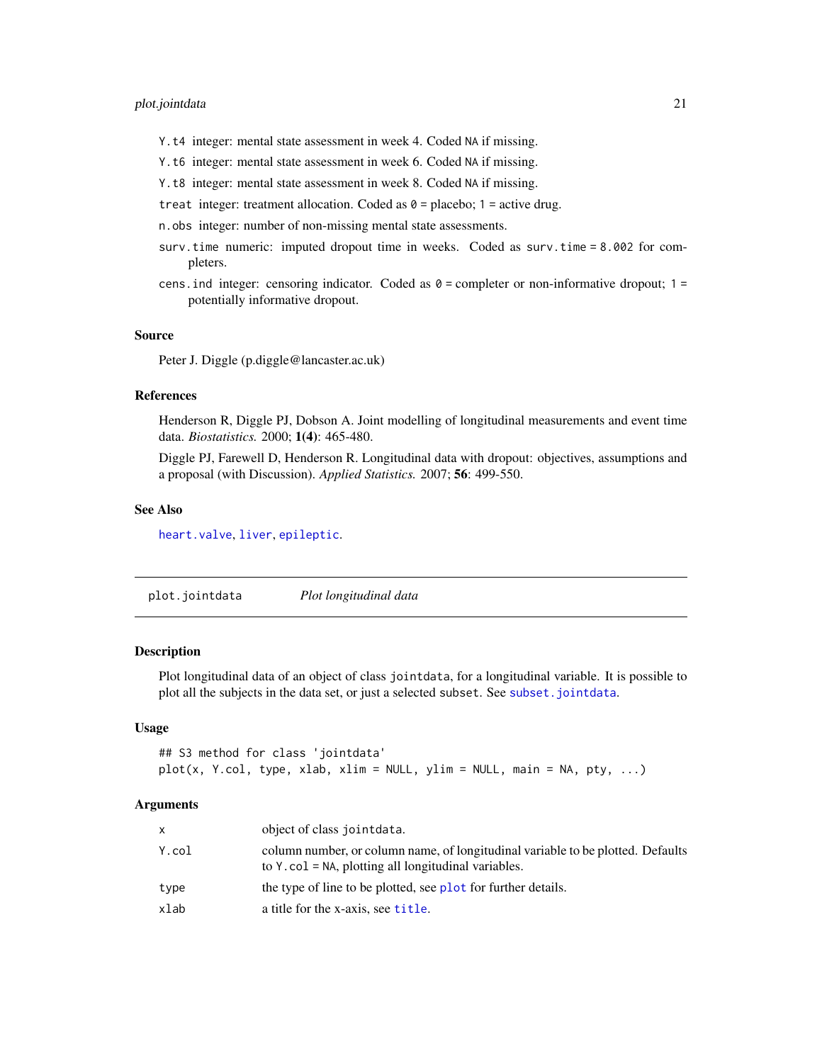Y.t4 integer: mental state assessment in week 4. Coded NA if missing.

Y.t6 integer: mental state assessment in week 6. Coded NA if missing.

Y.t8 integer: mental state assessment in week 8. Coded NA if missing.

treat integer: treatment allocation. Coded as 0 = placebo; 1 = active drug.

n.obs integer: number of non-missing mental state assessments.

surv.time numeric: imputed dropout time in weeks. Coded as surv.time = 8.002 for completers.

cens.ind integer: censoring indicator. Coded as 0 = completer or non-informative dropout; 1 = potentially informative dropout.

### Source

Peter J. Diggle (p.diggle@lancaster.ac.uk)

### References

Henderson R, Diggle PJ, Dobson A. Joint modelling of longitudinal measurements and event time data. *Biostatistics.* 2000; **1(4)**: 465-480.

Diggle PJ, Farewell D, Henderson R. Longitudinal data with dropout: objectives, assumptions and a proposal (with Discussion). *Applied Statistics.* 2007; **56**: 499-550.

### See Also

heart.valve, liver, epileptic.

---

## plot.jointdata *Plot longitudinal data*

### Description

Plot longitudinal data of an object of class jointdata, for a longitudinal variable. It is possible to plot all the subjects in the data set, or just a selected subset. See subset.jointdata.

### Usage

```
## S3 method for class 'jointdata'
plot(x, Y.col, type, xlab, xlim = NULL, ylim = NULL, main = NA, pty, ...)
```

### Arguments

| | |
|---|---|
| x | object of class jointdata. |
| Y.col | column number, or column name, of longitudinal variable to be plotted. Defaults to Y.col = NA, plotting all longitudinal variables. |
| type | the type of line to be plotted, see plot for further details. |
| xlab | a title for the x-axis, see title. |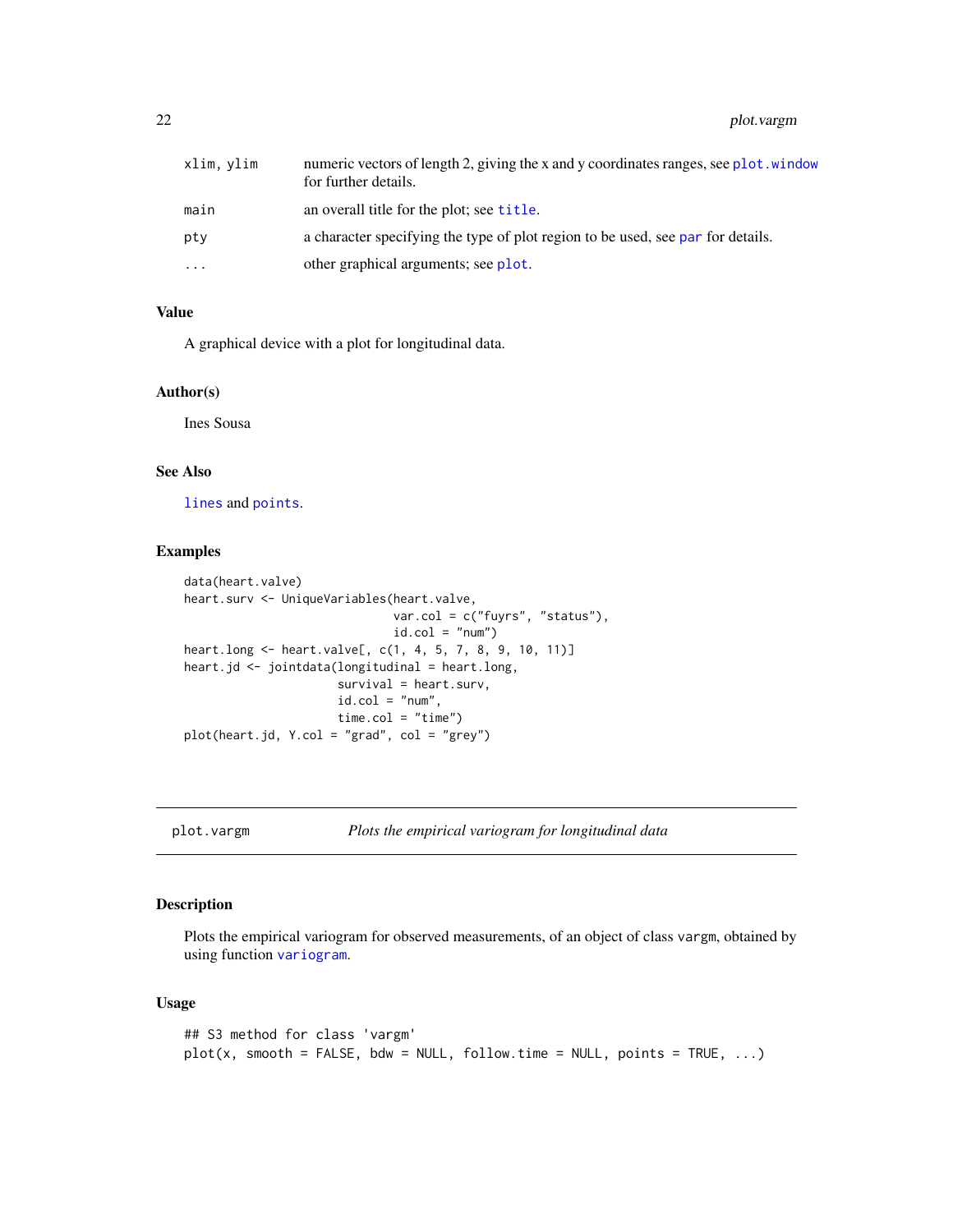| | |
|---|---|
| xlim, ylim | numeric vectors of length 2, giving the x and y coordinates ranges, see plot.window for further details. |
| main | an overall title for the plot; see title. |
| pty | a character specifying the type of plot region to be used, see par for details. |
| ... | other graphical arguments; see plot. |

### Value

A graphical device with a plot for longitudinal data.

### Author(s)

Ines Sousa

### See Also

lines and points.

### Examples

```
data(heart.valve)
heart.surv <- UniqueVariables(heart.valve,
                              var.col = c("fuyrs", "status"),
                              id.col = "num")
heart.long <- heart.valve[, c(1, 4, 5, 7, 8, 9, 10, 11)]
heart.jd <- jointdata(longitudinal = heart.long,
                      survival = heart.surv,
                      id.col = "num",
                      time.col = "time")
plot(heart.jd, Y.col = "grad", col = "grey")
```

---

## plot.vargm — *Plots the empirical variogram for longitudinal data*

### Description

Plots the empirical variogram for observed measurements, of an object of class vargm, obtained by using function variogram.

### Usage

```
## S3 method for class 'vargm'
plot(x, smooth = FALSE, bdw = NULL, follow.time = NULL, points = TRUE, ...)
```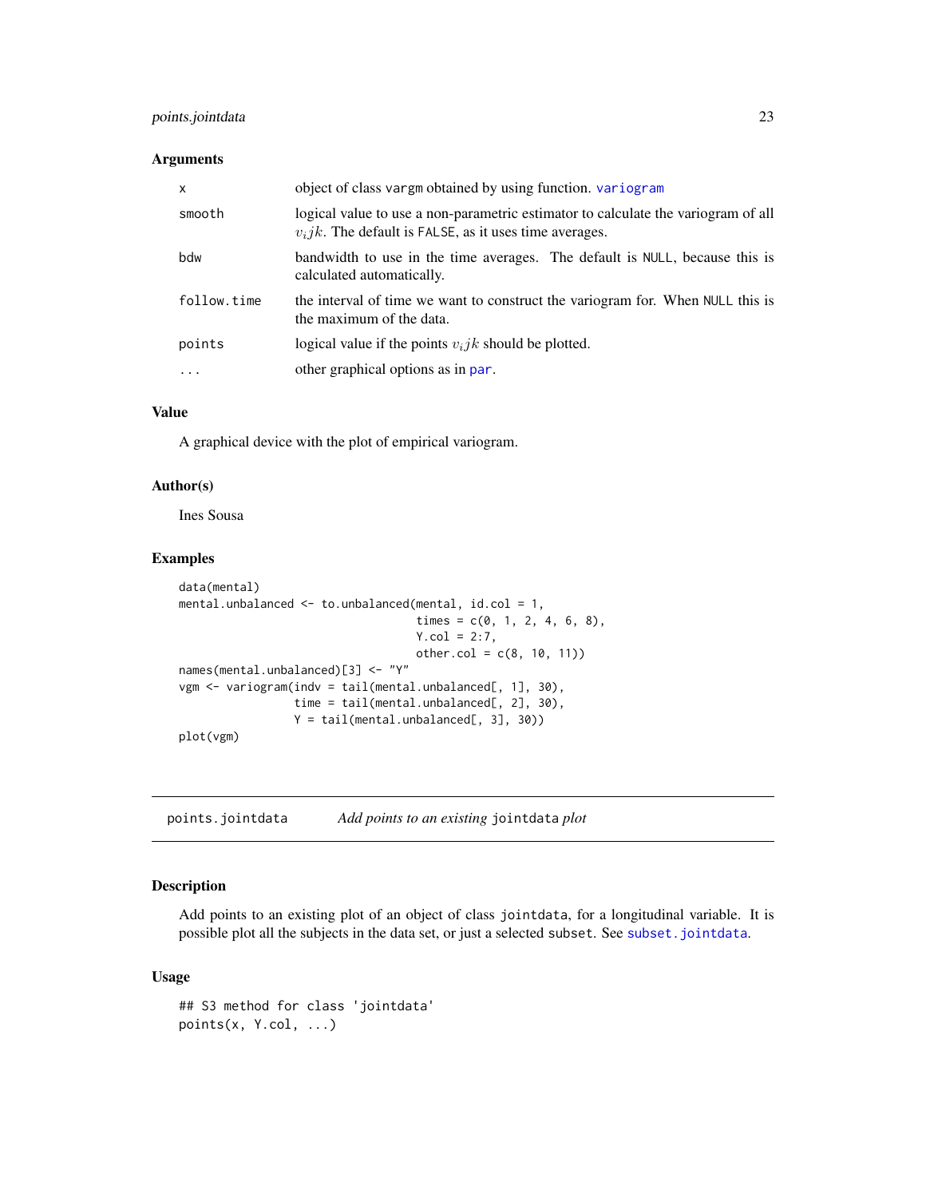### Arguments

| | |
|---|---|
| x | object of class vargm obtained by using function. variogram |
| smooth | logical value to use a non-parametric estimator to calculate the variogram of all $v_ijk$. The default is FALSE, as it uses time averages. |
| bdw | bandwidth to use in the time averages. The default is NULL, because this is calculated automatically. |
| follow.time | the interval of time we want to construct the variogram for. When NULL this is the maximum of the data. |
| points | logical value if the points $v_ijk$ should be plotted. |
| ... | other graphical options as in par. |

### Value

A graphical device with the plot of empirical variogram.

### Author(s)

Ines Sousa

### Examples

```
data(mental)
mental.unbalanced <- to.unbalanced(mental, id.col = 1,
                                   times = c(0, 1, 2, 4, 6, 8),
                                   Y.col = 2:7,
                                   other.col = c(8, 10, 11))
names(mental.unbalanced)[3] <- "Y"
vgm <- variogram(indv = tail(mental.unbalanced[, 1], 30),
                 time = tail(mental.unbalanced[, 2], 30),
                 Y = tail(mental.unbalanced[, 3], 30))
plot(vgm)
```

---

## points.jointdata — *Add points to an existing* jointdata *plot*

### Description

Add points to an existing plot of an object of class jointdata, for a longitudinal variable. It is possible plot all the subjects in the data set, or just a selected subset. See subset.jointdata.

### Usage

```
## S3 method for class 'jointdata'
points(x, Y.col, ...)
```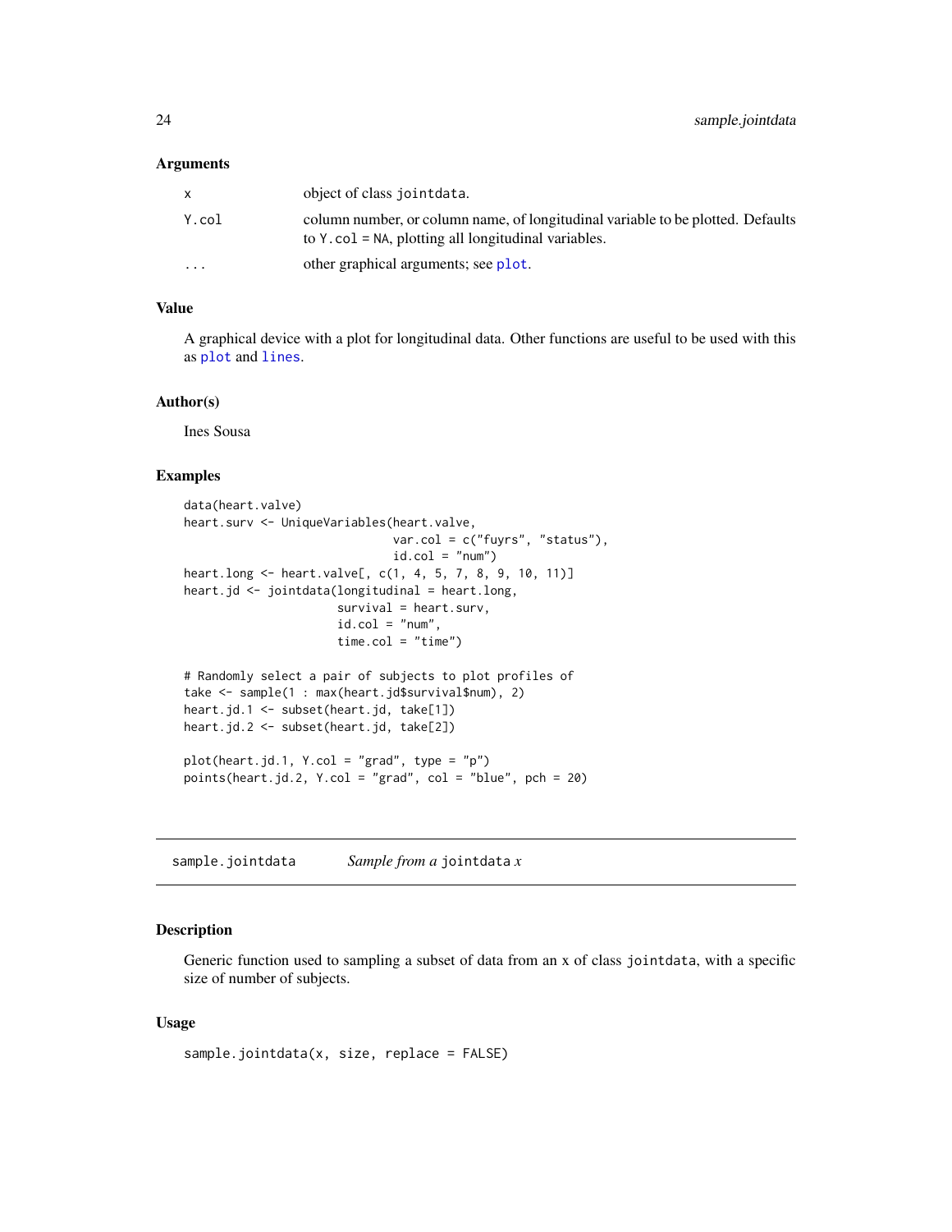### Arguments

| | |
|---|---|
| x | object of class jointdata. |
| Y.col | column number, or column name, of longitudinal variable to be plotted. Defaults to Y.col = NA, plotting all longitudinal variables. |
| ... | other graphical arguments; see plot. |

### Value

A graphical device with a plot for longitudinal data. Other functions are useful to be used with this as plot and lines.

### Author(s)

Ines Sousa

### Examples

```
data(heart.valve)
heart.surv <- UniqueVariables(heart.valve,
                              var.col = c("fuyrs", "status"),
                              id.col = "num")
heart.long <- heart.valve[, c(1, 4, 5, 7, 8, 9, 10, 11)]
heart.jd <- jointdata(longitudinal = heart.long,
                      survival = heart.surv,
                      id.col = "num",
                      time.col = "time")

# Randomly select a pair of subjects to plot profiles of
take <- sample(1 : max(heart.jd$survival$num), 2)
heart.jd.1 <- subset(heart.jd, take[1])
heart.jd.2 <- subset(heart.jd, take[2])

plot(heart.jd.1, Y.col = "grad", type = "p")
points(heart.jd.2, Y.col = "grad", col = "blue", pch = 20)
```

---

## sample.jointdata — *Sample from a* jointdata *x*

### Description

Generic function used to sampling a subset of data from an x of class jointdata, with a specific size of number of subjects.

### Usage

```
sample.jointdata(x, size, replace = FALSE)
```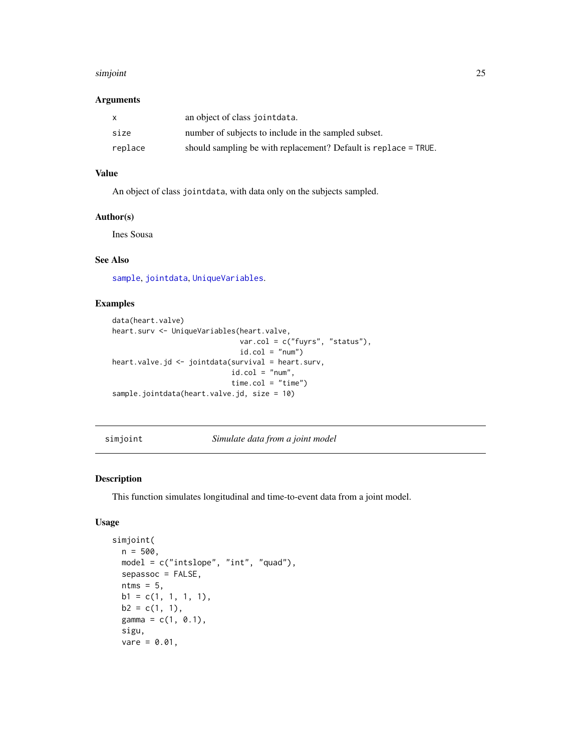### Arguments

| | |
|---|---|
| `x` | an object of class `jointdata`. |
| `size` | number of subjects to include in the sampled subset. |
| `replace` | should sampling be with replacement? Default is `replace = TRUE`. |

### Value

An object of class `jointdata`, with data only on the subjects sampled.

### Author(s)

Ines Sousa

### See Also

`sample`, `jointdata`, `UniqueVariables`.

### Examples

```
data(heart.valve)
heart.surv <- UniqueVariables(heart.valve,
                              var.col = c("fuyrs", "status"),
                              id.col = "num")
heart.valve.jd <- jointdata(survival = heart.surv,
                            id.col = "num",
                            time.col = "time")
sample.jointdata(heart.valve.jd, size = 10)
```

---

## simjoint — *Simulate data from a joint model*

### Description

This function simulates longitudinal and time-to-event data from a joint model.

### Usage

```
simjoint(
  n = 500,
  model = c("intslope", "int", "quad"),
  sepassoc = FALSE,
  ntms = 5,
  b1 = c(1, 1, 1, 1),
  b2 = c(1, 1),
  gamma = c(1, 0.1),
  sigu,
  vare = 0.01,
```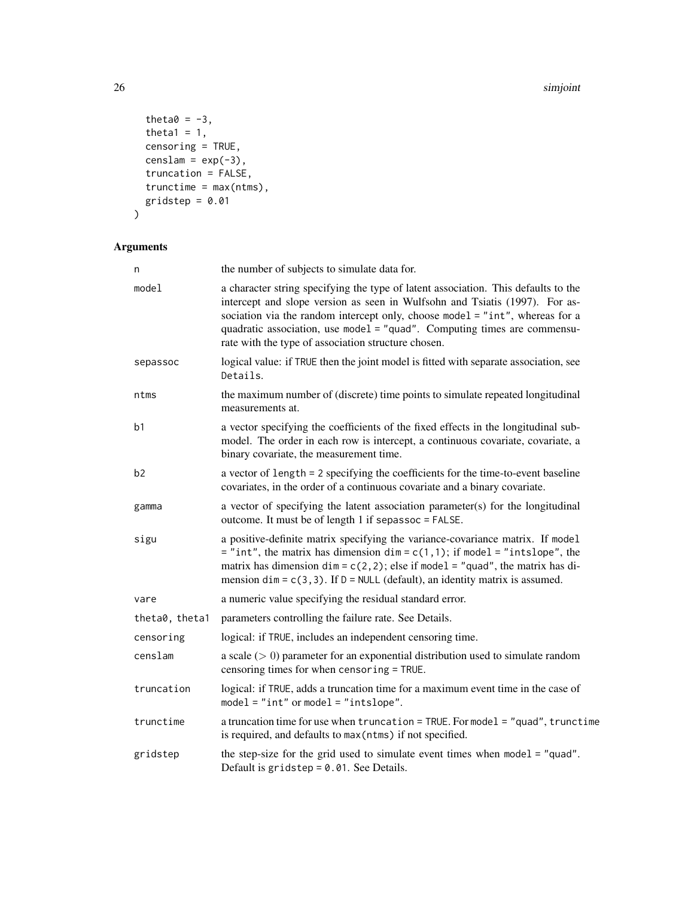```
  theta0 = -3,
  theta1 = 1,
  censoring = TRUE,
  censlam = exp(-3),
  truncation = FALSE,
  trunctime = max(ntms),
  gridstep = 0.01
)
```

## Arguments

| | |
|---|---|
| n | the number of subjects to simulate data for. |
| model | a character string specifying the type of latent association. This defaults to the intercept and slope version as seen in Wulfsohn and Tsiatis (1997). For association via the random intercept only, choose `model = "int"`, whereas for a quadratic association, use `model = "quad"`. Computing times are commensurate with the type of association structure chosen. |
| sepassoc | logical value: if `TRUE` then the joint model is fitted with separate association, see `Details`. |
| ntms | the maximum number of (discrete) time points to simulate repeated longitudinal measurements at. |
| b1 | a vector specifying the coefficients of the fixed effects in the longitudinal sub-model. The order in each row is intercept, a continuous covariate, covariate, a binary covariate, the measurement time. |
| b2 | a vector of `length = 2` specifying the coefficients for the time-to-event baseline covariates, in the order of a continuous covariate and a binary covariate. |
| gamma | a vector of specifying the latent association parameter(s) for the longitudinal outcome. It must be of length 1 if `sepassoc = FALSE`. |
| sigu | a positive-definite matrix specifying the variance-covariance matrix. If `model = "int"`, the matrix has dimension `dim = c(1,1)`; if `model = "intslope"`, the matrix has dimension `dim = c(2,2)`; else if `model = "quad"`, the matrix has dimension `dim = c(3,3)`. If `D = NULL` (default), an identity matrix is assumed. |
| vare | a numeric value specifying the residual standard error. |
| theta0, theta1 | parameters controlling the failure rate. See Details. |
| censoring | logical: if `TRUE`, includes an independent censoring time. |
| censlam | a scale ($> 0$) parameter for an exponential distribution used to simulate random censoring times for when `censoring = TRUE`. |
| truncation | logical: if `TRUE`, adds a truncation time for a maximum event time in the case of `model = "int"` or `model = "intslope"`. |
| trunctime | a truncation time for use when `truncation = TRUE`. For `model = "quad"`, `trunctime` is required, and defaults to `max(ntms)` if not specified. |
| gridstep | the step-size for the grid used to simulate event times when `model = "quad"`. Default is `gridstep = 0.01`. See Details. |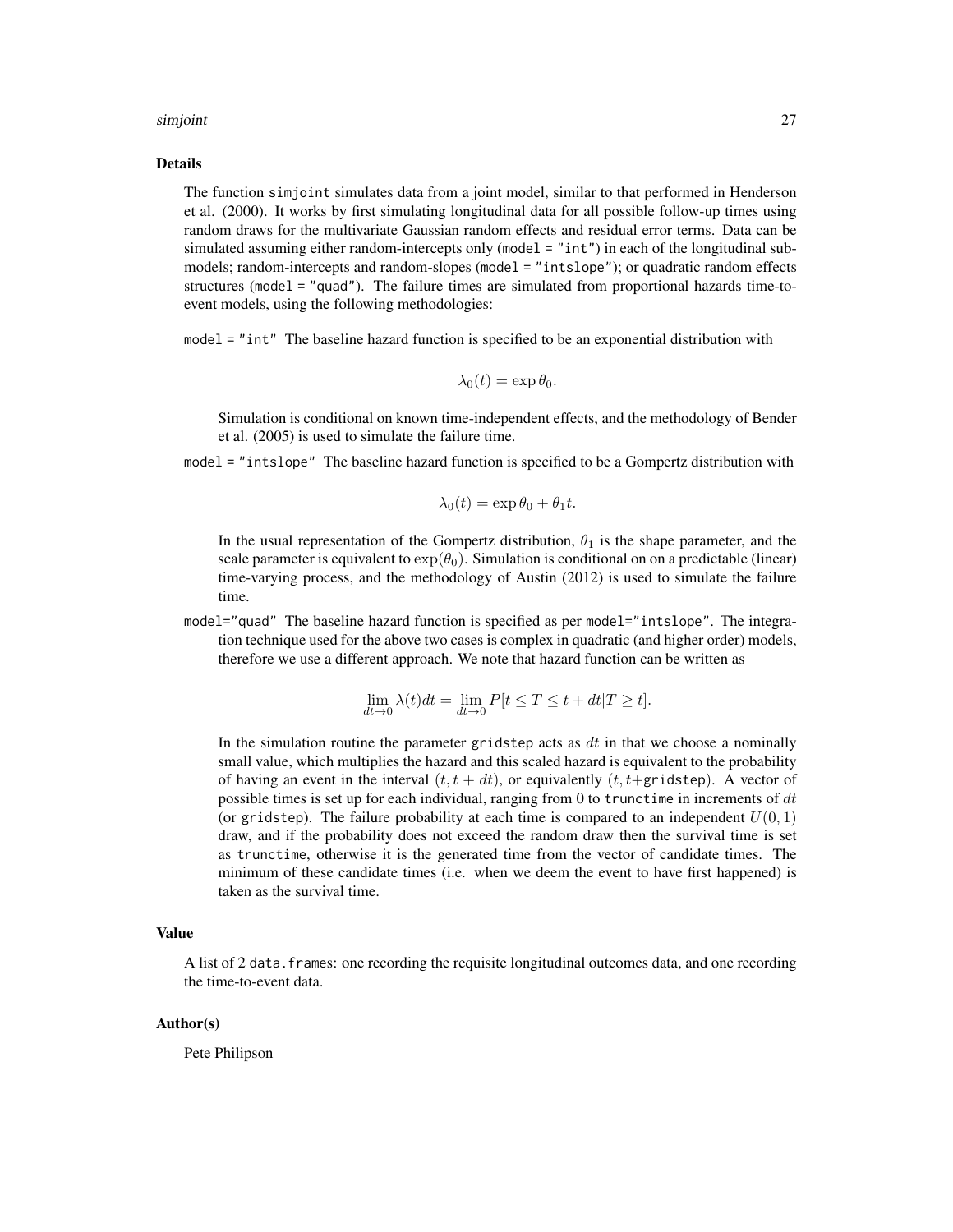## Details

The function `simjoint` simulates data from a joint model, similar to that performed in Henderson et al. (2000). It works by first simulating longitudinal data for all possible follow-up times using random draws for the multivariate Gaussian random effects and residual error terms. Data can be simulated assuming either random-intercepts only (`model = "int"`) in each of the longitudinal sub-models; random-intercepts and random-slopes (`model = "intslope"`); or quadratic random effects structures (`model = "quad"`). The failure times are simulated from proportional hazards time-to-event models, using the following methodologies:

`model = "int"` The baseline hazard function is specified to be an exponential distribution with

$$\lambda_0(t) = \exp \theta_0.$$

Simulation is conditional on known time-independent effects, and the methodology of Bender et al. (2005) is used to simulate the failure time.

`model = "intslope"` The baseline hazard function is specified to be a Gompertz distribution with

$$\lambda_0(t) = \exp \theta_0 + \theta_1 t.$$

In the usual representation of the Gompertz distribution, $\theta_1$ is the shape parameter, and the scale parameter is equivalent to $\exp(\theta_0)$. Simulation is conditional on on a predictable (linear) time-varying process, and the methodology of Austin (2012) is used to simulate the failure time.

`model="quad"` The baseline hazard function is specified as per `model="intslope"`. The integration technique used for the above two cases is complex in quadratic (and higher order) models, therefore we use a different approach. We note that hazard function can be written as

$$\lim_{dt \to 0} \lambda(t) dt = \lim_{dt \to 0} P[t \leq T \leq t + dt | T \geq t].$$

In the simulation routine the parameter `gridstep` acts as $dt$ in that we choose a nominally small value, which multiplies the hazard and this scaled hazard is equivalent to the probability of having an event in the interval $(t, t + dt)$, or equivalently $(t, t+$`gridstep`$)$. A vector of possible times is set up for each individual, ranging from 0 to `trunctime` in increments of $dt$ (or `gridstep`). The failure probability at each time is compared to an independent $U(0, 1)$ draw, and if the probability does not exceed the random draw then the survival time is set as `trunctime`, otherwise it is the generated time from the vector of candidate times. The minimum of these candidate times (i.e. when we deem the event to have first happened) is taken as the survival time.

## Value

A list of 2 `data.frames`: one recording the requisite longitudinal outcomes data, and one recording the time-to-event data.

## Author(s)

Pete Philipson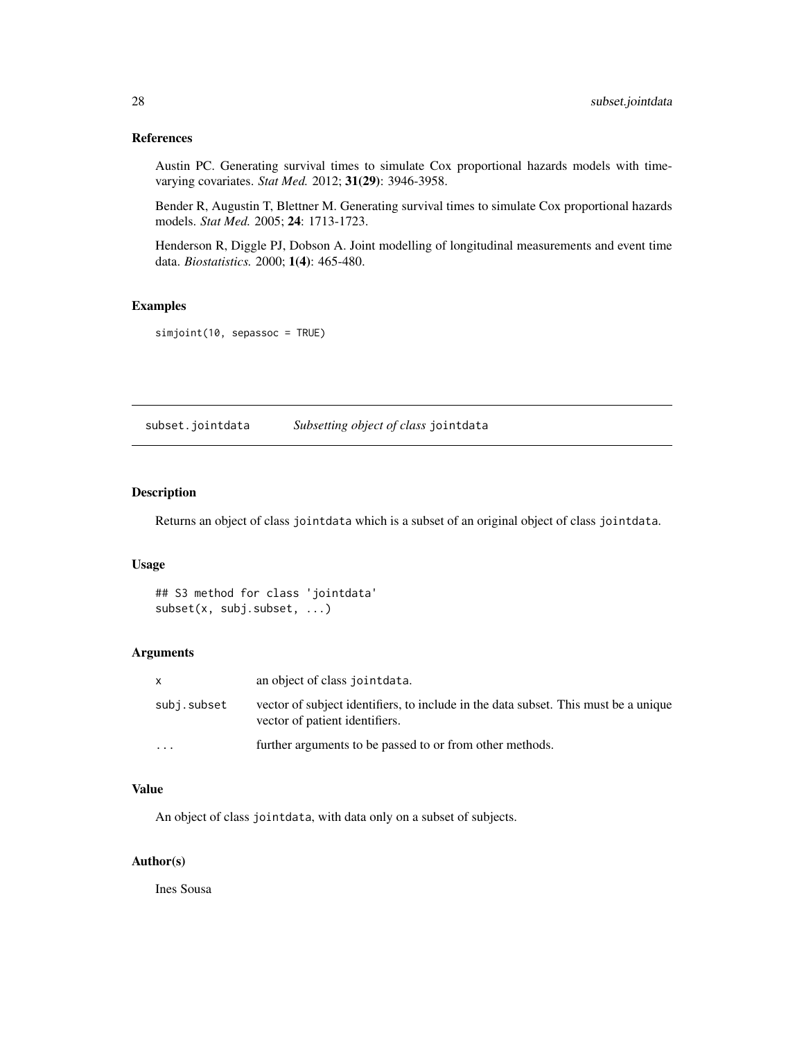## References

Austin PC. Generating survival times to simulate Cox proportional hazards models with time-varying covariates. *Stat Med.* 2012; **31(29)**: 3946-3958.

Bender R, Augustin T, Blettner M. Generating survival times to simulate Cox proportional hazards models. *Stat Med.* 2005; **24**: 1713-1723.

Henderson R, Diggle PJ, Dobson A. Joint modelling of longitudinal measurements and event time data. *Biostatistics.* 2000; **1(4)**: 465-480.

## Examples

```
simjoint(10, sepassoc = TRUE)
```

---

# subset.jointdata — *Subsetting object of class* `jointdata`

## Description

Returns an object of class `jointdata` which is a subset of an original object of class `jointdata`.

## Usage

```
## S3 method for class 'jointdata'
subset(x, subj.subset, ...)
```

## Arguments

| | |
|---|---|
| `x` | an object of class `jointdata`. |
| `subj.subset` | vector of subject identifiers, to include in the data subset. This must be a unique vector of patient identifiers. |
| `...` | further arguments to be passed to or from other methods. |

## Value

An object of class `jointdata`, with data only on a subset of subjects.

## Author(s)

Ines Sousa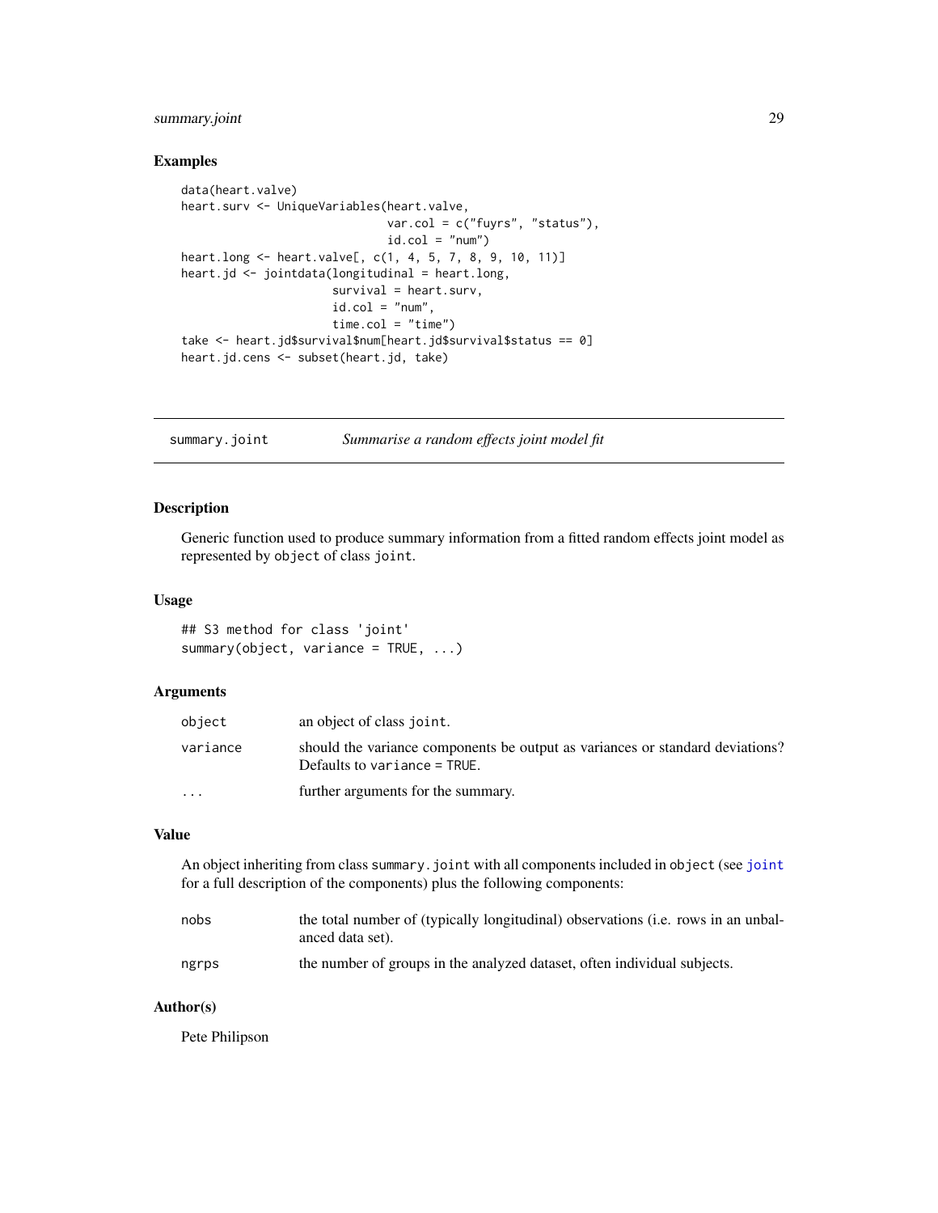## Examples

```
data(heart.valve)
heart.surv <- UniqueVariables(heart.valve,
                              var.col = c("fuyrs", "status"),
                              id.col = "num")
heart.long <- heart.valve[, c(1, 4, 5, 7, 8, 9, 10, 11)]
heart.jd <- jointdata(longitudinal = heart.long,
                      survival = heart.surv,
                      id.col = "num",
                      time.col = "time")
take <- heart.jd$survival$num[heart.jd$survival$status == 0]
heart.jd.cens <- subset(heart.jd, take)
```

---

# summary.joint &nbsp;&nbsp;&nbsp;&nbsp; *Summarise a random effects joint model fit*

---

## Description

Generic function used to produce summary information from a fitted random effects joint model as represented by `object` of class `joint`.

## Usage

```
## S3 method for class 'joint'
summary(object, variance = TRUE, ...)
```

## Arguments

| | |
|---|---|
| `object` | an object of class `joint`. |
| `variance` | should the variance components be output as variances or standard deviations? Defaults to `variance = TRUE`. |
| `...` | further arguments for the summary. |

## Value

An object inheriting from class `summary.joint` with all components included in `object` (see `joint` for a full description of the components) plus the following components:

| | |
|---|---|
| `nobs` | the total number of (typically longitudinal) observations (i.e. rows in an unbalanced data set). |
| `ngrps` | the number of groups in the analyzed dataset, often individual subjects. |

## Author(s)

Pete Philipson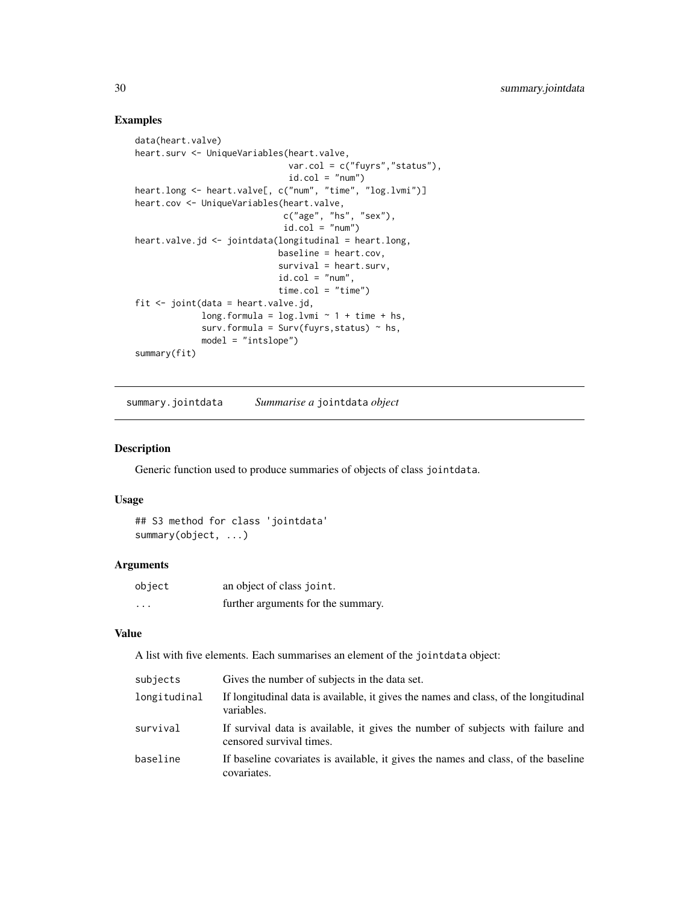## Examples

```
data(heart.valve)
heart.surv <- UniqueVariables(heart.valve,
                              var.col = c("fuyrs","status"),
                              id.col = "num")
heart.long <- heart.valve[, c("num", "time", "log.lvmi")]
heart.cov <- UniqueVariables(heart.valve,
                             c("age", "hs", "sex"),
                             id.col = "num")
heart.valve.jd <- jointdata(longitudinal = heart.long,
                            baseline = heart.cov,
                            survival = heart.surv,
                            id.col = "num",
                            time.col = "time")
fit <- joint(data = heart.valve.jd,
             long.formula = log.lvmi ~ 1 + time + hs,
             surv.formula = Surv(fuyrs,status) ~ hs,
             model = "intslope")
summary(fit)
```

---

summary.jointdata    *Summarise a* `jointdata` *object*

---

## Description

Generic function used to produce summaries of objects of class `jointdata`.

## Usage

```
## S3 method for class 'jointdata'
summary(object, ...)
```

## Arguments

| | |
|---|---|
| `object` | an object of class `joint`. |
| `...` | further arguments for the summary. |

## Value

A list with five elements. Each summarises an element of the `jointdata` object:

| | |
|---|---|
| `subjects` | Gives the number of subjects in the data set. |
| `longitudinal` | If longitudinal data is available, it gives the names and class, of the longitudinal variables. |
| `survival` | If survival data is available, it gives the number of subjects with failure and censored survival times. |
| `baseline` | If baseline covariates is available, it gives the names and class, of the baseline covariates. |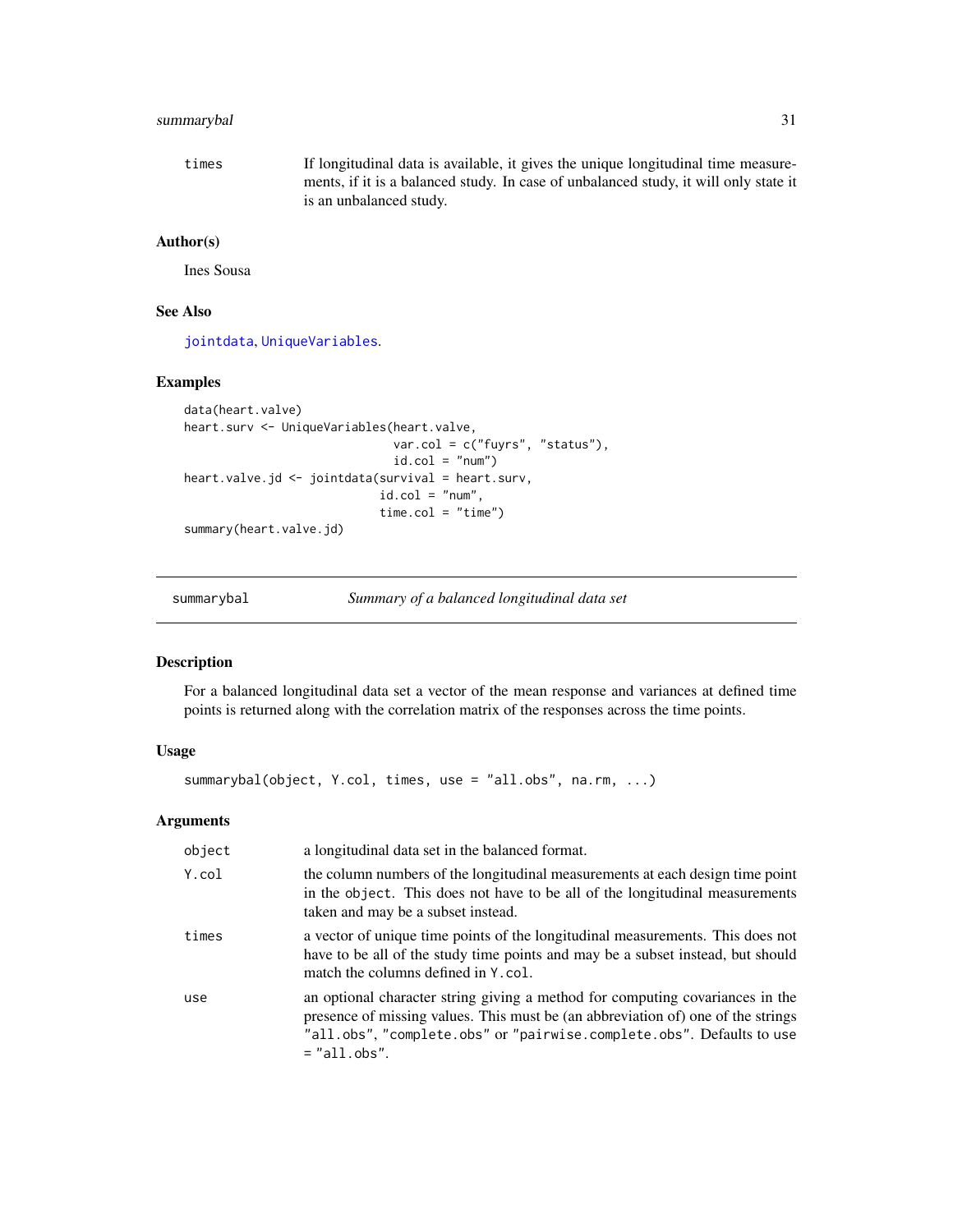times If longitudinal data is available, it gives the unique longitudinal time measurements, if it is a balanced study. In case of unbalanced study, it will only state it is an unbalanced study.

### Author(s)

Ines Sousa

### See Also

jointdata, UniqueVariables.

### Examples

```
data(heart.valve)
heart.surv <- UniqueVariables(heart.valve,
                              var.col = c("fuyrs", "status"),
                              id.col = "num")
heart.valve.jd <- jointdata(survival = heart.surv,
                            id.col = "num",
                            time.col = "time")
summary(heart.valve.jd)
```

---

## summarybal *Summary of a balanced longitudinal data set*

### Description

For a balanced longitudinal data set a vector of the mean response and variances at defined time points is returned along with the correlation matrix of the responses across the time points.

### Usage

```
summarybal(object, Y.col, times, use = "all.obs", na.rm, ...)
```

### Arguments

| | |
|---|---|
| object | a longitudinal data set in the balanced format. |
| Y.col | the column numbers of the longitudinal measurements at each design time point in the object. This does not have to be all of the longitudinal measurements taken and may be a subset instead. |
| times | a vector of unique time points of the longitudinal measurements. This does not have to be all of the study time points and may be a subset instead, but should match the columns defined in Y.col. |
| use | an optional character string giving a method for computing covariances in the presence of missing values. This must be (an abbreviation of) one of the strings "all.obs", "complete.obs" or "pairwise.complete.obs". Defaults to use = "all.obs". |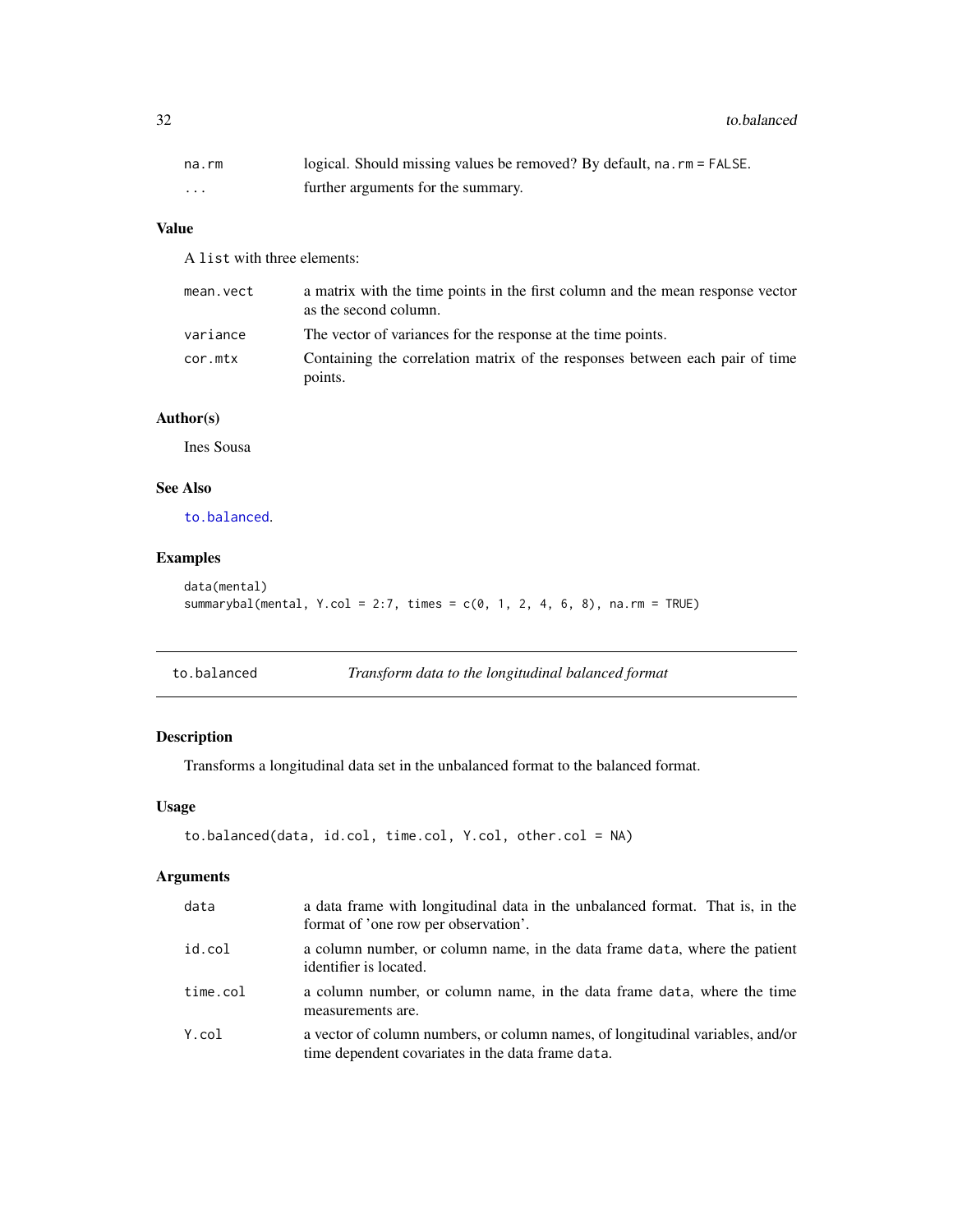| | |
|---|---|
| na.rm | logical. Should missing values be removed? By default, na.rm = FALSE. |
| ... | further arguments for the summary. |

### Value

A list with three elements:

| | |
|---|---|
| mean.vect | a matrix with the time points in the first column and the mean response vector as the second column. |
| variance | The vector of variances for the response at the time points. |
| cor.mtx | Containing the correlation matrix of the responses between each pair of time points. |

### Author(s)

Ines Sousa

### See Also

to.balanced.

### Examples

```
data(mental)
summarybal(mental, Y.col = 2:7, times = c(0, 1, 2, 4, 6, 8), na.rm = TRUE)
```

## to.balanced    *Transform data to the longitudinal balanced format*

### Description

Transforms a longitudinal data set in the unbalanced format to the balanced format.

### Usage

```
to.balanced(data, id.col, time.col, Y.col, other.col = NA)
```

### Arguments

| | |
|---|---|
| data | a data frame with longitudinal data in the unbalanced format. That is, in the format of 'one row per observation'. |
| id.col | a column number, or column name, in the data frame data, where the patient identifier is located. |
| time.col | a column number, or column name, in the data frame data, where the time measurements are. |
| Y.col | a vector of column numbers, or column names, of longitudinal variables, and/or time dependent covariates in the data frame data. |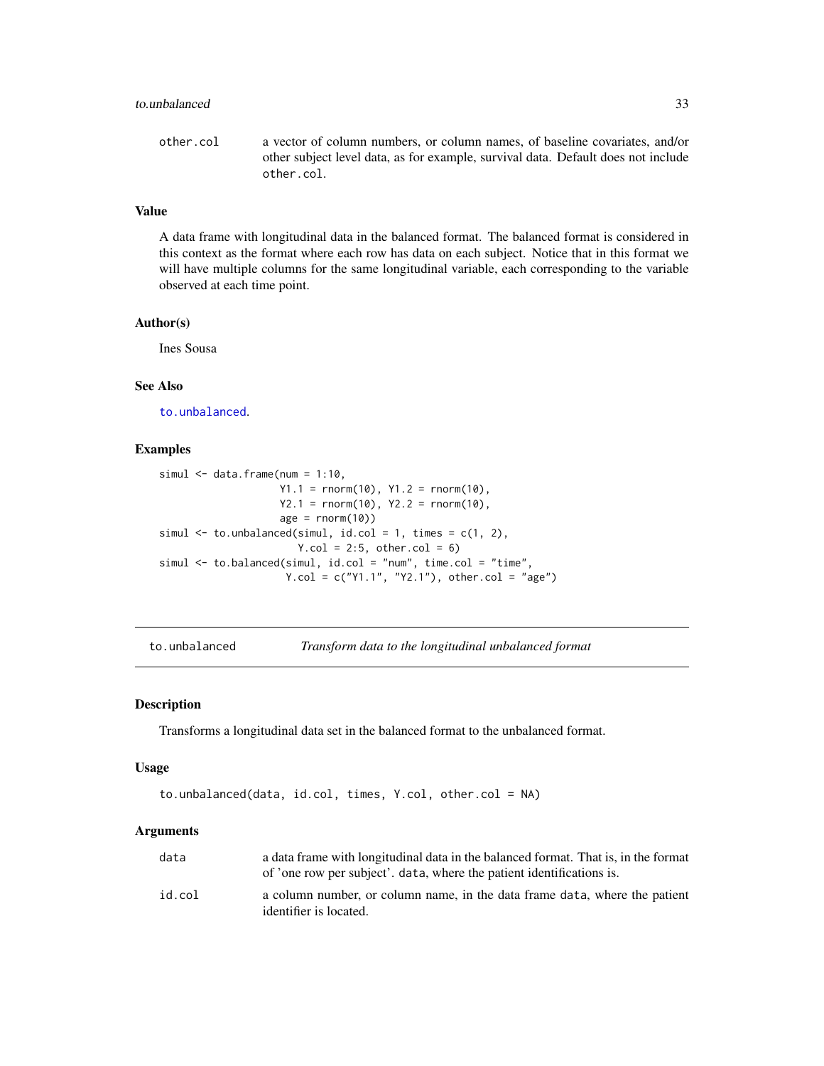| | |
|---|---|
| other.col | a vector of column numbers, or column names, of baseline covariates, and/or other subject level data, as for example, survival data. Default does not include other.col. |

### Value

A data frame with longitudinal data in the balanced format. The balanced format is considered in this context as the format where each row has data on each subject. Notice that in this format we will have multiple columns for the same longitudinal variable, each corresponding to the variable observed at each time point.

### Author(s)

Ines Sousa

### See Also

to.unbalanced.

### Examples

```
simul <- data.frame(num = 1:10,
                    Y1.1 = rnorm(10), Y1.2 = rnorm(10),
                    Y2.1 = rnorm(10), Y2.2 = rnorm(10),
                    age = rnorm(10))
simul <- to.unbalanced(simul, id.col = 1, times = c(1, 2),
                       Y.col = 2:5, other.col = 6)
simul <- to.balanced(simul, id.col = "num", time.col = "time",
                     Y.col = c("Y1.1", "Y2.1"), other.col = "age")
```

---

## to.unbalanced — *Transform data to the longitudinal unbalanced format*

### Description

Transforms a longitudinal data set in the balanced format to the unbalanced format.

### Usage

```
to.unbalanced(data, id.col, times, Y.col, other.col = NA)
```

### Arguments

| | |
|---|---|
| data | a data frame with longitudinal data in the balanced format. That is, in the format of 'one row per subject'. data, where the patient identifications is. |
| id.col | a column number, or column name, in the data frame data, where the patient identifier is located. |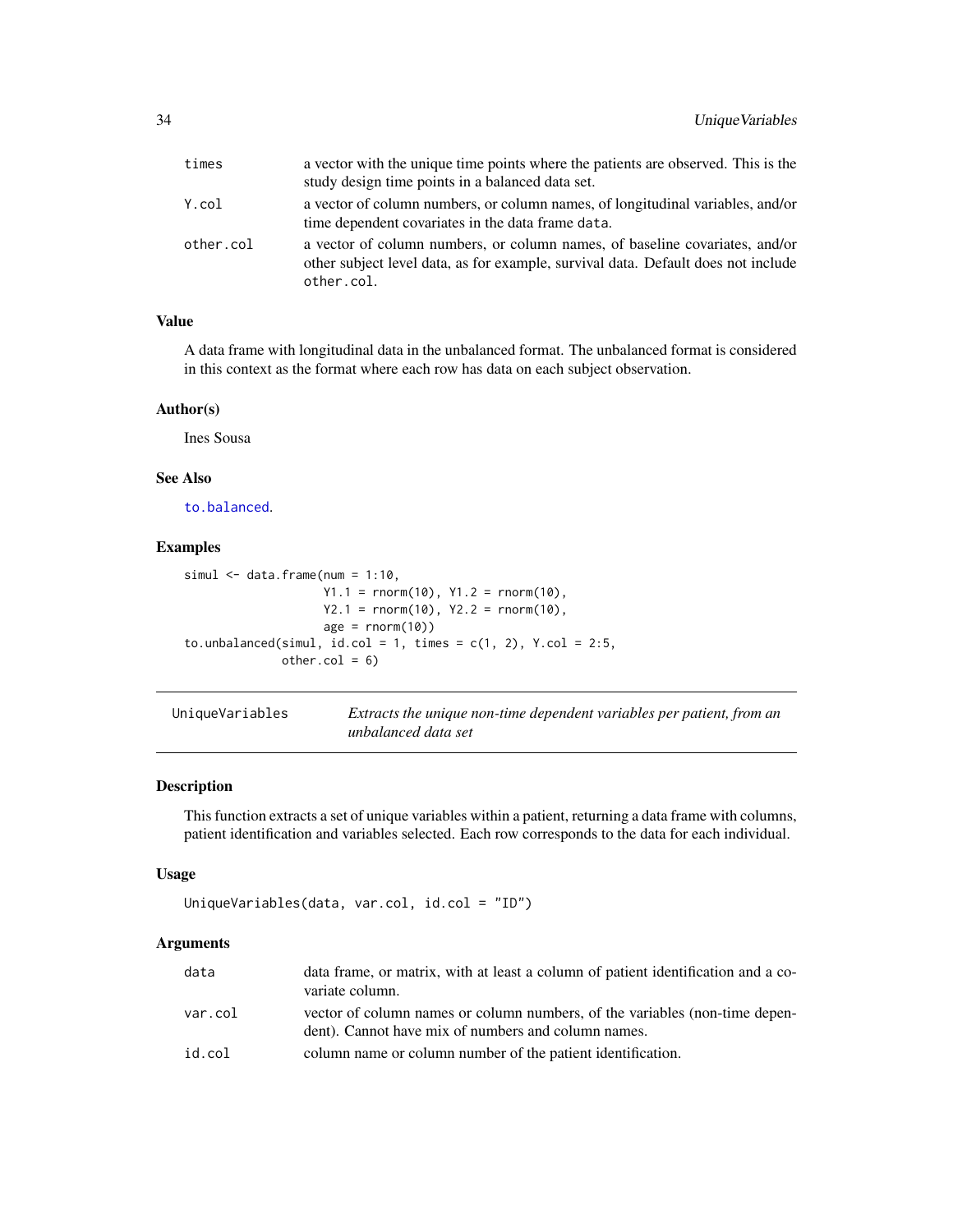| | |
|---|---|
| times | a vector with the unique time points where the patients are observed. This is the study design time points in a balanced data set. |
| Y.col | a vector of column numbers, or column names, of longitudinal variables, and/or time dependent covariates in the data frame data. |
| other.col | a vector of column numbers, or column names, of baseline covariates, and/or other subject level data, as for example, survival data. Default does not include other.col. |

### Value

A data frame with longitudinal data in the unbalanced format. The unbalanced format is considered in this context as the format where each row has data on each subject observation.

### Author(s)

Ines Sousa

### See Also

to.balanced.

### Examples

```
simul <- data.frame(num = 1:10,
                    Y1.1 = rnorm(10), Y1.2 = rnorm(10),
                    Y2.1 = rnorm(10), Y2.2 = rnorm(10),
                    age = rnorm(10))
to.unbalanced(simul, id.col = 1, times = c(1, 2), Y.col = 2:5,
              other.col = 6)
```

---

## UniqueVariables — *Extracts the unique non-time dependent variables per patient, from an unbalanced data set*

### Description

This function extracts a set of unique variables within a patient, returning a data frame with columns, patient identification and variables selected. Each row corresponds to the data for each individual.

### Usage

```
UniqueVariables(data, var.col, id.col = "ID")
```

### Arguments

| | |
|---|---|
| data | data frame, or matrix, with at least a column of patient identification and a covariate column. |
| var.col | vector of column names or column numbers, of the variables (non-time dependent). Cannot have mix of numbers and column names. |
| id.col | column name or column number of the patient identification. |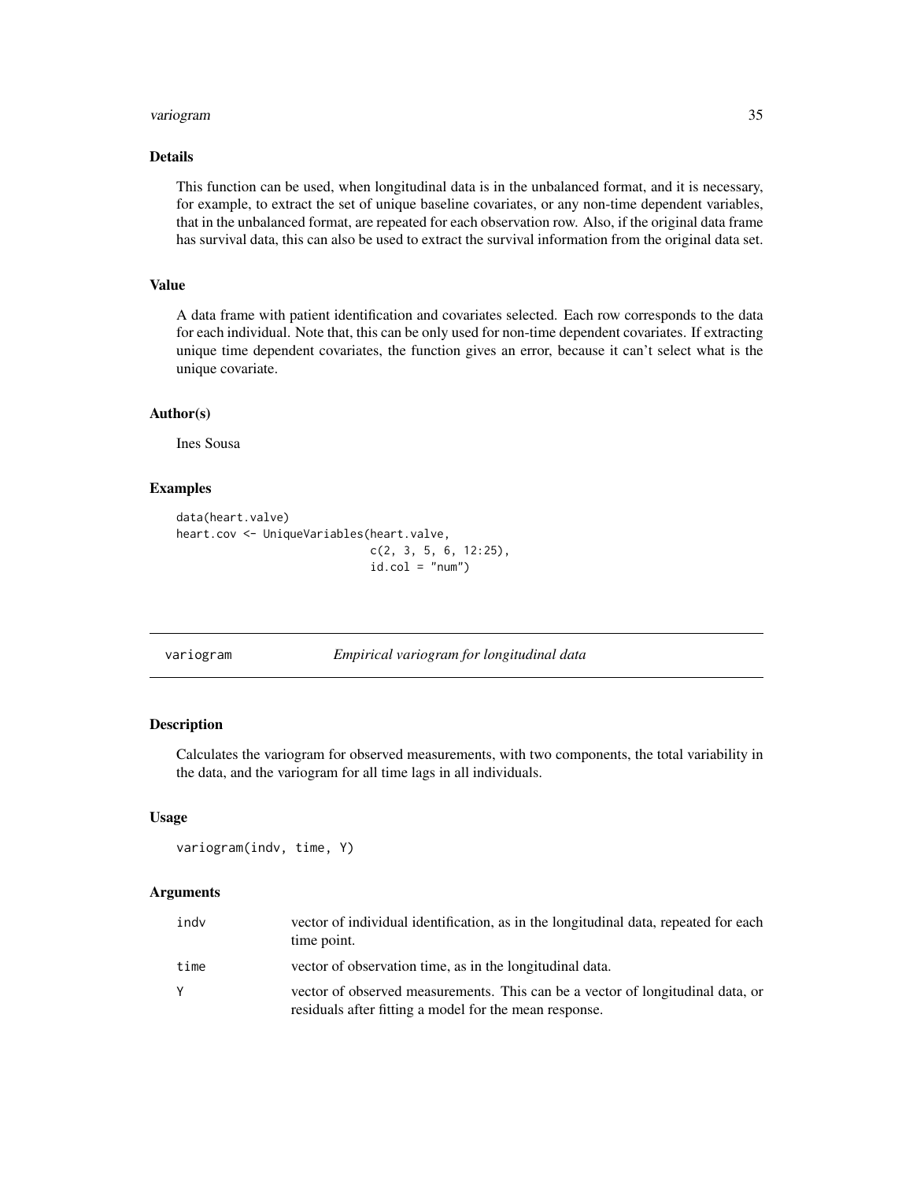### Details

This function can be used, when longitudinal data is in the unbalanced format, and it is necessary, for example, to extract the set of unique baseline covariates, or any non-time dependent variables, that in the unbalanced format, are repeated for each observation row. Also, if the original data frame has survival data, this can also be used to extract the survival information from the original data set.

### Value

A data frame with patient identification and covariates selected. Each row corresponds to the data for each individual. Note that, this can be only used for non-time dependent covariates. If extracting unique time dependent covariates, the function gives an error, because it can't select what is the unique covariate.

### Author(s)

Ines Sousa

### Examples

```
data(heart.valve)
heart.cov <- UniqueVariables(heart.valve,
                             c(2, 3, 5, 6, 12:25),
                             id.col = "num")
```

---

## variogram — *Empirical variogram for longitudinal data*

---

### Description

Calculates the variogram for observed measurements, with two components, the total variability in the data, and the variogram for all time lags in all individuals.

### Usage

```
variogram(indv, time, Y)
```

### Arguments

| | |
|---|---|
| indv | vector of individual identification, as in the longitudinal data, repeated for each time point. |
| time | vector of observation time, as in the longitudinal data. |
| Y | vector of observed measurements. This can be a vector of longitudinal data, or residuals after fitting a model for the mean response. |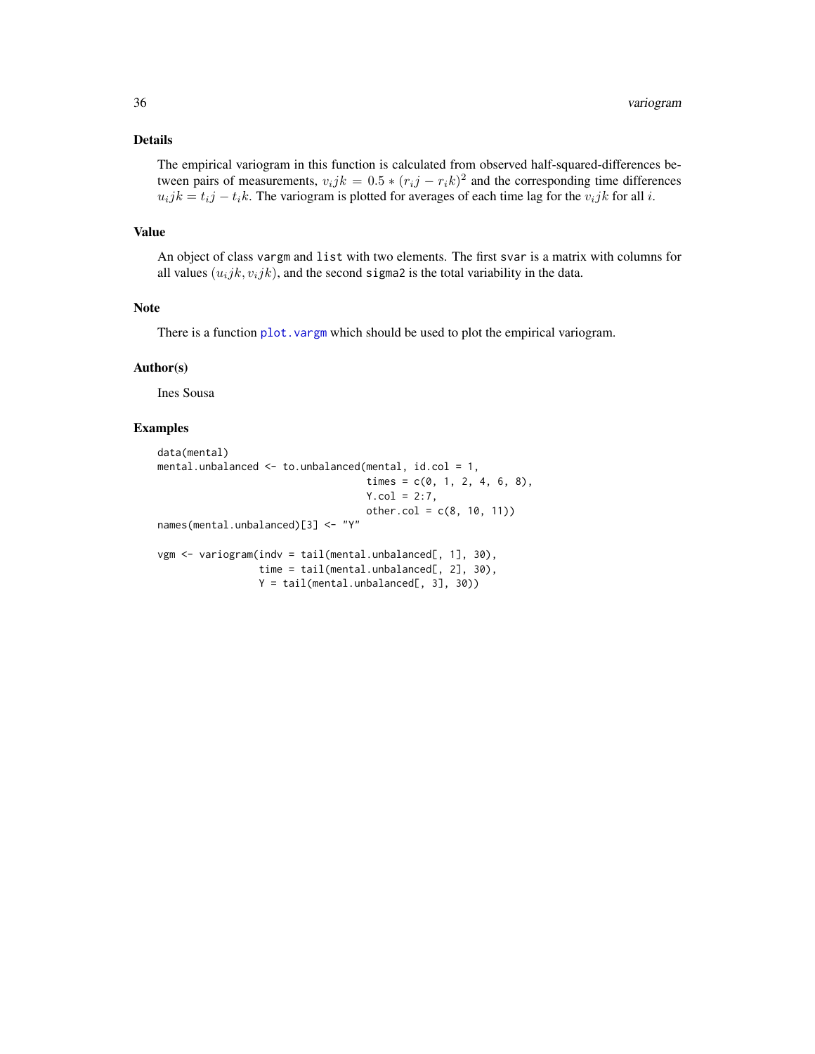## Details

The empirical variogram in this function is calculated from observed half-squared-differences between pairs of measurements, $v_ijk = 0.5 * (r_ij - r_ik)^2$ and the corresponding time differences $u_ijk = t_ij - t_ik$. The variogram is plotted for averages of each time lag for the $v_ijk$ for all $i$.

## Value

An object of class vargm and list with two elements. The first svar is a matrix with columns for all values $(u_ijk, v_ijk)$, and the second sigma2 is the total variability in the data.

## Note

There is a function plot.vargm which should be used to plot the empirical variogram.

## Author(s)

Ines Sousa

## Examples

```
data(mental)
mental.unbalanced <- to.unbalanced(mental, id.col = 1,
                                   times = c(0, 1, 2, 4, 6, 8),
                                   Y.col = 2:7,
                                   other.col = c(8, 10, 11))
names(mental.unbalanced)[3] <- "Y"

vgm <- variogram(indv = tail(mental.unbalanced[, 1], 30),
                 time = tail(mental.unbalanced[, 2], 30),
                 Y = tail(mental.unbalanced[, 3], 30))
```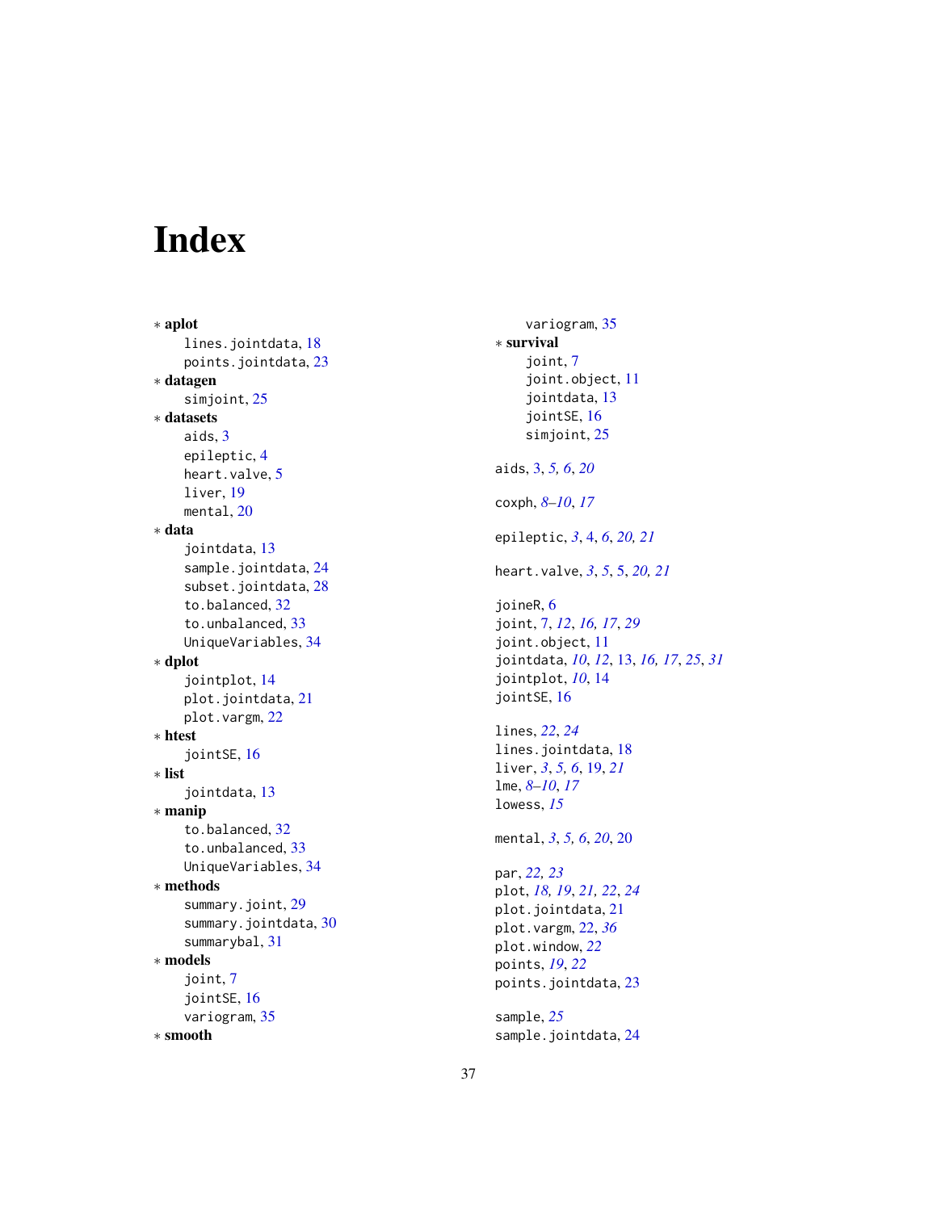# Index

* **aplot**
  - lines.jointdata, 18
  - points.jointdata, 23
* **datagen**
  - simjoint, 25
* **datasets**
  - aids, 3
  - epileptic, 4
  - heart.valve, 5
  - liver, 19
  - mental, 20
* **data**
  - jointdata, 13
  - sample.jointdata, 24
  - subset.jointdata, 28
  - to.balanced, 32
  - to.unbalanced, 33
  - UniqueVariables, 34
* **dplot**
  - jointplot, 14
  - plot.jointdata, 21
  - plot.vargm, 22
* **htest**
  - jointSE, 16
* **list**
  - jointdata, 13
* **manip**
  - to.balanced, 32
  - to.unbalanced, 33
  - UniqueVariables, 34
* **methods**
  - summary.joint, 29
  - summary.jointdata, 30
  - summarybal, 31
* **models**
  - joint, 7
  - jointSE, 16
  - variogram, 35
* **smooth**
  - variogram, 35
* **survival**
  - joint, 7
  - joint.object, 11
  - jointdata, 13
  - jointSE, 16
  - simjoint, 25

aids, 3, *5, 6*, *20*

coxph, *8–10*, *17*

epileptic, *3*, 4, *6*, *20, 21*

heart.valve, *3*, *5*, 5, *20, 21*

joineR, 6
joint, 7, *12*, *16, 17*, *29*
joint.object, 11
jointdata, *10*, *12*, 13, *16, 17*, *25*, *31*
jointplot, *10*, 14
jointSE, 16

lines, *22*, *24*
lines.jointdata, 18
liver, *3*, *5, 6*, 19, *21*
lme, *8–10*, *17*
lowess, *15*

mental, *3*, *5, 6*, *20*, 20

par, *22, 23*
plot, *18, 19*, *21, 22*, *24*
plot.jointdata, 21
plot.vargm, 22, *36*
plot.window, *22*
points, *19*, *22*
points.jointdata, 23

sample, *25*
sample.jointdata, 24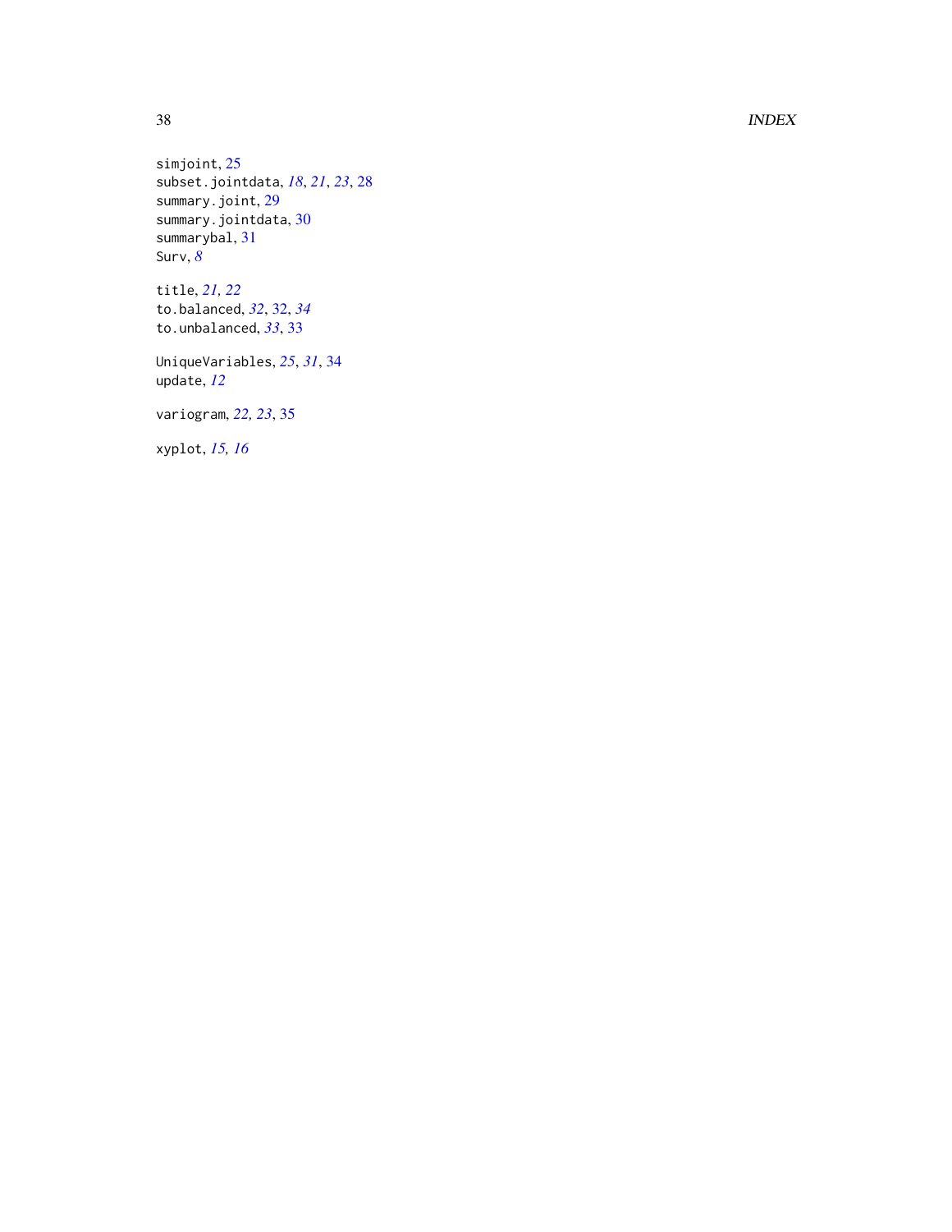simjoint, 25
subset.jointdata, *18*, *21*, *23*, 28
summary.joint, 29
summary.jointdata, 30
summarybal, 31
Surv, *8*

title, *21, 22*
to.balanced, *32*, 32, *34*
to.unbalanced, *33*, 33

UniqueVariables, *25*, *31*, 34
update, *12*

variogram, *22, 23*, 35

xyplot, *15, 16*